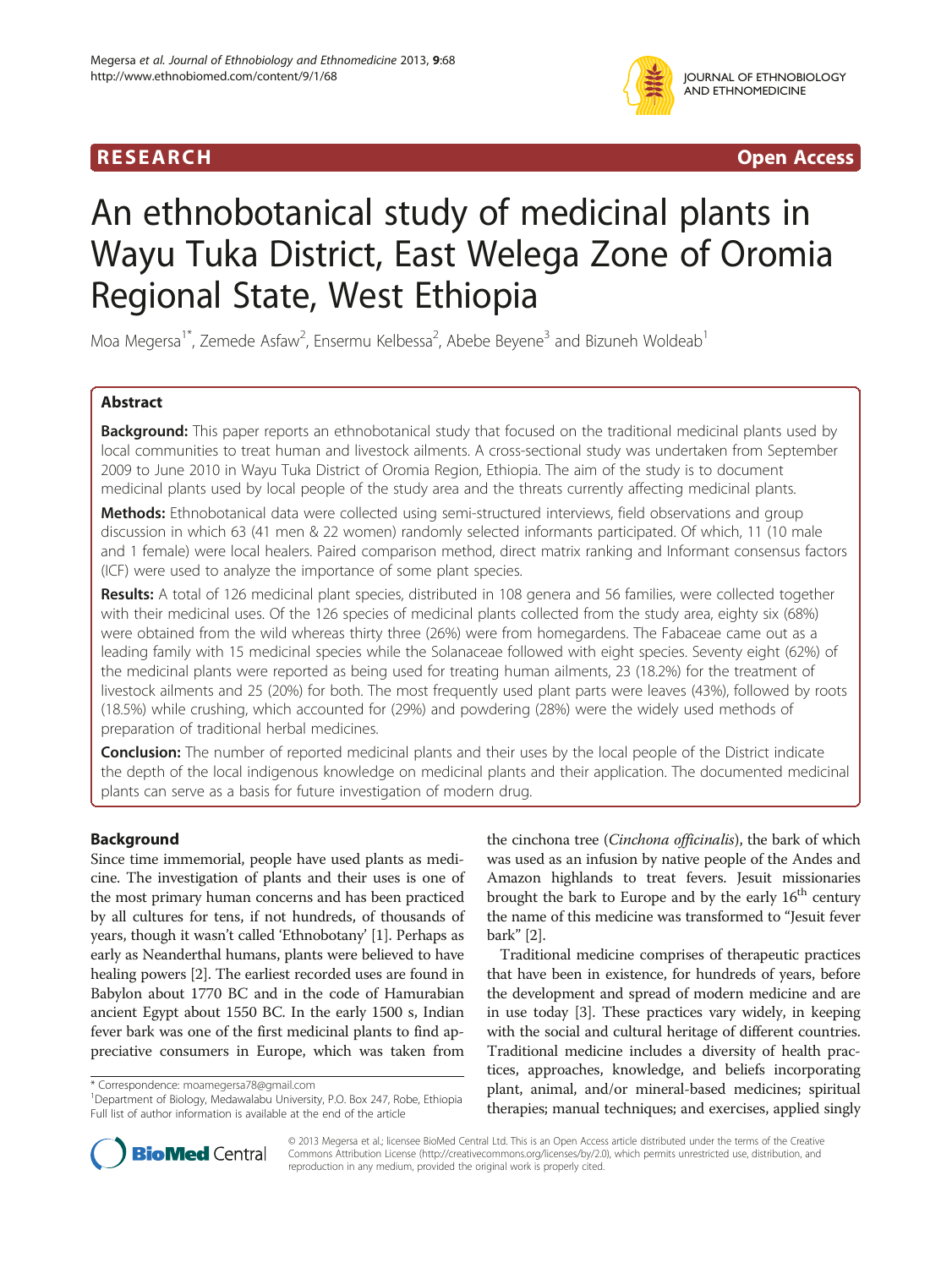RESEARCH Open Access

# An ethnobotanical study of medicinal plants in Wayu Tuka District, East Welega Zone of Oromia Regional State, West Ethiopia

Moa Megersa[1*], Zemede Asfaw[2], Ensermu Kelbessa[2], Abebe Beyene[3] and Bizuneh Woldeab[1]

## Abstract

**Background:** This paper reports an ethnobotanical study that focused on the traditional medicinal plants used by local communities to treat human and livestock ailments. A cross-sectional study was undertaken from September 2009 to June 2010 in Wayu Tuka District of Oromia Region, Ethiopia. The aim of the study is to document medicinal plants used by local people of the study area and the threats currently affecting medicinal plants.

**Methods:** Ethnobotanical data were collected using semi-structured interviews, field observations and group discussion in which 63 (41 men & 22 women) randomly selected informants participated. Of which, 11 (10 male and 1 female) were local healers. Paired comparison method, direct matrix ranking and Informant consensus factors (ICF) were used to analyze the importance of some plant species.

**Results:** A total of 126 medicinal plant species, distributed in 108 genera and 56 families, were collected together with their medicinal uses. Of the 126 species of medicinal plants collected from the study area, eighty six (68%) were obtained from the wild whereas thirty three (26%) were from homegardens. The Fabaceae came out as a leading family with 15 medicinal species while the Solanaceae followed with eight species. Seventy eight (62%) of the medicinal plants were reported as being used for treating human ailments, 23 (18.2%) for the treatment of livestock ailments and 25 (20%) for both. The most frequently used plant parts were leaves (43%), followed by roots (18.5%) while crushing, which accounted for (29%) and powdering (28%) were the widely used methods of preparation of traditional herbal medicines.

**Conclusion:** The number of reported medicinal plants and their uses by the local people of the District indicate the depth of the local indigenous knowledge on medicinal plants and their application. The documented medicinal plants can serve as a basis for future investigation of modern drug.

## Background

Since time immemorial, people have used plants as medicine. The investigation of plants and their uses is one of the most primary human concerns and has been practiced by all cultures for tens, if not hundreds, of thousands of years, though it wasn't called 'Ethnobotany' [1]. Perhaps as early as Neanderthal humans, plants were believed to have healing powers [2]. The earliest recorded uses are found in Babylon about 1770 BC and in the code of Hamurabian ancient Egypt about 1550 BC. In the early 1500 s, Indian fever bark was one of the first medicinal plants to find appreciative consumers in Europe, which was taken from the cinchona tree (*Cinchona officinalis*), the bark of which was used as an infusion by native people of the Andes and Amazon highlands to treat fevers. Jesuit missionaries brought the bark to Europe and by the early 16[th] century the name of this medicine was transformed to "Jesuit fever bark" [2].

Traditional medicine comprises of therapeutic practices that have been in existence, for hundreds of years, before the development and spread of modern medicine and are in use today [3]. These practices vary widely, in keeping with the social and cultural heritage of different countries. Traditional medicine includes a diversity of health practices, approaches, knowledge, and beliefs incorporating plant, animal, and/or mineral-based medicines; spiritual therapies; manual techniques; and exercises, applied singly

\* Correspondence: moamegersa78@gmail.com
[1]Department of Biology, Medawalabu University, P.O. Box 247, Robe, Ethiopia
Full list of author information is available at the end of the article

© 2013 Megersa et al.; licensee BioMed Central Ltd. This is an Open Access article distributed under the terms of the Creative Commons Attribution License (http://creativecommons.org/licenses/by/2.0), which permits unrestricted use, distribution, and reproduction in any medium, provided the original work is properly cited.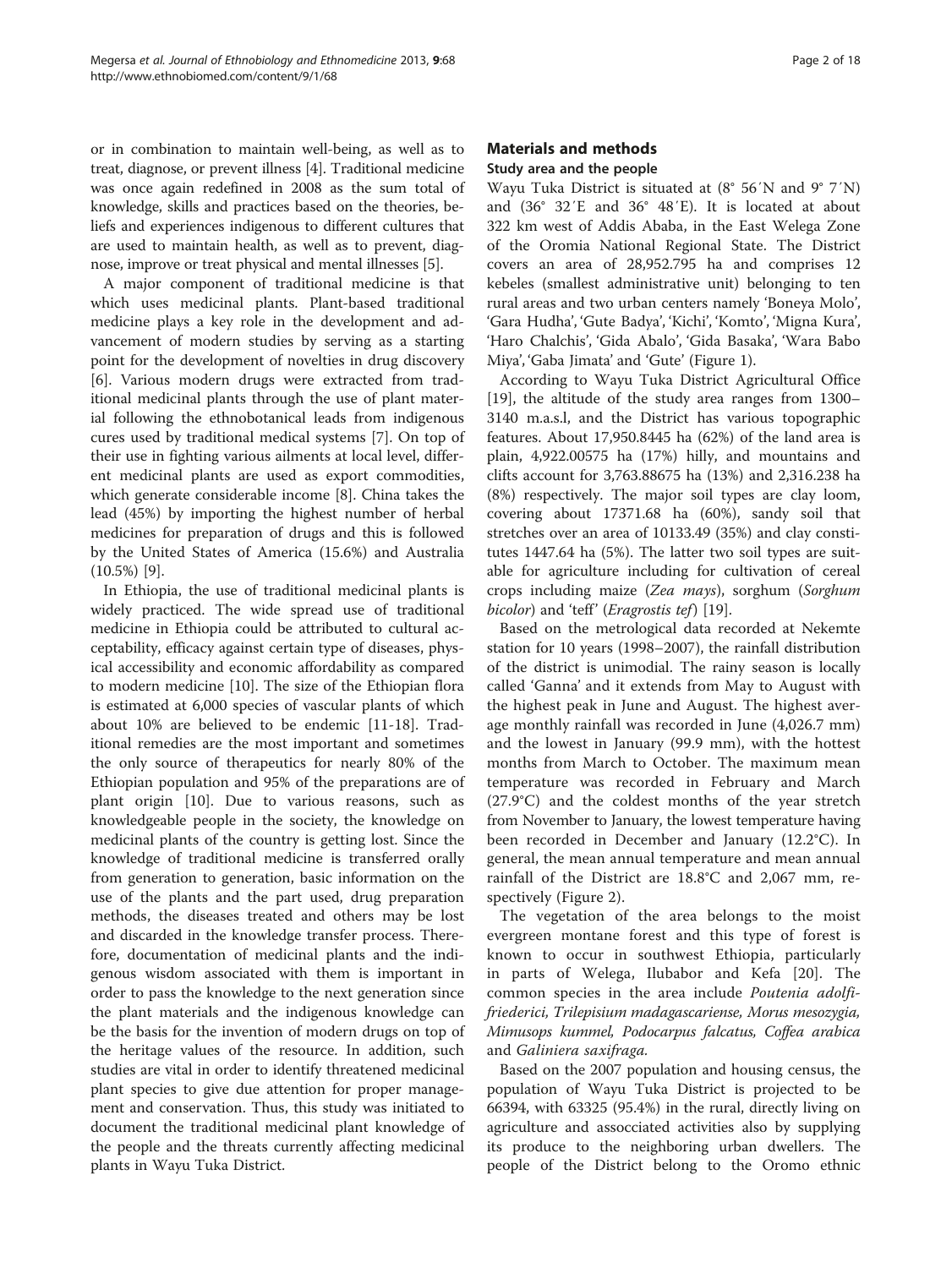or in combination to maintain well-being, as well as to treat, diagnose, or prevent illness [4]. Traditional medicine was once again redefined in 2008 as the sum total of knowledge, skills and practices based on the theories, beliefs and experiences indigenous to different cultures that are used to maintain health, as well as to prevent, diagnose, improve or treat physical and mental illnesses [5].

A major component of traditional medicine is that which uses medicinal plants. Plant-based traditional medicine plays a key role in the development and advancement of modern studies by serving as a starting point for the development of novelties in drug discovery [6]. Various modern drugs were extracted from traditional medicinal plants through the use of plant material following the ethnobotanical leads from indigenous cures used by traditional medical systems [7]. On top of their use in fighting various ailments at local level, different medicinal plants are used as export commodities, which generate considerable income [8]. China takes the lead (45%) by importing the highest number of herbal medicines for preparation of drugs and this is followed by the United States of America (15.6%) and Australia (10.5%) [9].

In Ethiopia, the use of traditional medicinal plants is widely practiced. The wide spread use of traditional medicine in Ethiopia could be attributed to cultural acceptability, efficacy against certain type of diseases, physical accessibility and economic affordability as compared to modern medicine [10]. The size of the Ethiopian flora is estimated at 6,000 species of vascular plants of which about 10% are believed to be endemic [11-18]. Traditional remedies are the most important and sometimes the only source of therapeutics for nearly 80% of the Ethiopian population and 95% of the preparations are of plant origin [10]. Due to various reasons, such as knowledgeable people in the society, the knowledge on medicinal plants of the country is getting lost. Since the knowledge of traditional medicine is transferred orally from generation to generation, basic information on the use of the plants and the part used, drug preparation methods, the diseases treated and others may be lost and discarded in the knowledge transfer process. Therefore, documentation of medicinal plants and the indigenous wisdom associated with them is important in order to pass the knowledge to the next generation since the plant materials and the indigenous knowledge can be the basis for the invention of modern drugs on top of the heritage values of the resource. In addition, such studies are vital in order to identify threatened medicinal plant species to give due attention for proper management and conservation. Thus, this study was initiated to document the traditional medicinal plant knowledge of the people and the threats currently affecting medicinal plants in Wayu Tuka District.

## Materials and methods

### Study area and the people

Wayu Tuka District is situated at (8° 56´N and 9° 7´N) and (36° 32´E and 36° 48´E). It is located at about 322 km west of Addis Ababa, in the East Welega Zone of the Oromia National Regional State. The District covers an area of 28,952.795 ha and comprises 12 kebeles (smallest administrative unit) belonging to ten rural areas and two urban centers namely 'Boneya Molo', 'Gara Hudha', 'Gute Badya', 'Kichi', 'Komto', 'Migna Kura', 'Haro Chalchis', 'Gida Abalo', 'Gida Basaka', 'Wara Babo Miya', 'Gaba Jimata' and 'Gute' (Figure 1).

According to Wayu Tuka District Agricultural Office [19], the altitude of the study area ranges from 1300–3140 m.a.s.l, and the District has various topographic features. About 17,950.8445 ha (62%) of the land area is plain, 4,922.00575 ha (17%) hilly, and mountains and clifts account for 3,763.88675 ha (13%) and 2,316.238 ha (8%) respectively. The major soil types are clay loom, covering about 17371.68 ha (60%), sandy soil that stretches over an area of 10133.49 (35%) and clay constitutes 1447.64 ha (5%). The latter two soil types are suitable for agriculture including for cultivation of cereal crops including maize (*Zea mays*), sorghum (*Sorghum bicolor*) and 'teff' (*Eragrostis tef*) [19].

Based on the metrological data recorded at Nekemte station for 10 years (1998–2007), the rainfall distribution of the district is unimodial. The rainy season is locally called 'Ganna' and it extends from May to August with the highest peak in June and August. The highest average monthly rainfall was recorded in June (4,026.7 mm) and the lowest in January (99.9 mm), with the hottest months from March to October. The maximum mean temperature was recorded in February and March (27.9°C) and the coldest months of the year stretch from November to January, the lowest temperature having been recorded in December and January (12.2°C). In general, the mean annual temperature and mean annual rainfall of the District are 18.8°C and 2,067 mm, respectively (Figure 2).

The vegetation of the area belongs to the moist evergreen montane forest and this type of forest is known to occur in southwest Ethiopia, particularly in parts of Welega, Ilubabor and Kefa [20]. The common species in the area include *Poutenia adolfi-friederici, Trilepisium madagascariense, Morus mesozygia, Mimusops kummel, Podocarpus falcatus, Coffea arabica* and *Galiniera saxifraga.*

Based on the 2007 population and housing census, the population of Wayu Tuka District is projected to be 66394, with 63325 (95.4%) in the rural, directly living on agriculture and assocciated activities also by supplying its produce to the neighboring urban dwellers. The people of the District belong to the Oromo ethnic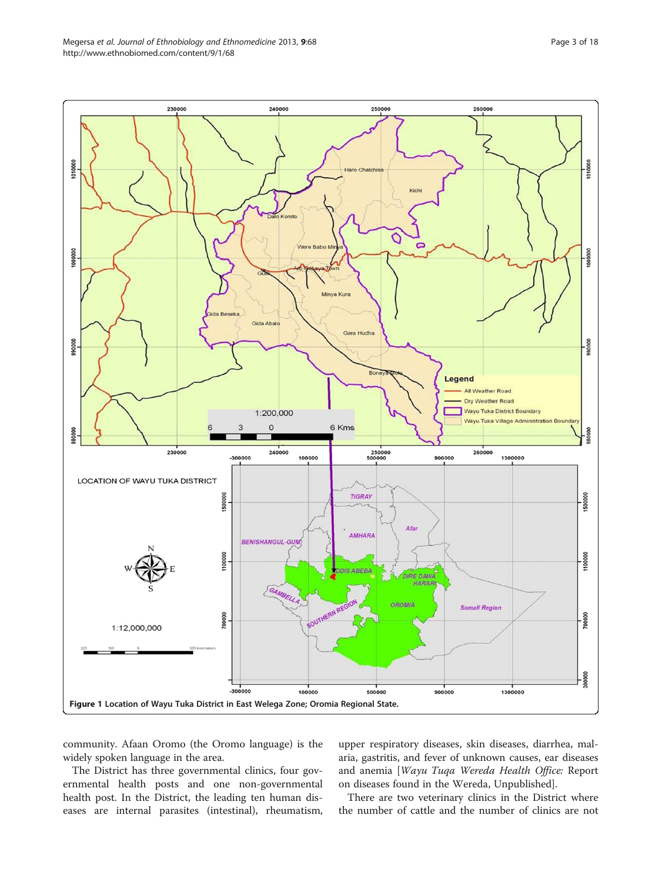Figure 1 Location of Wayu Tuka District in East Welega Zone; Oromia Regional State.

community. Afaan Oromo (the Oromo language) is the widely spoken language in the area.

The District has three governmental clinics, four governmental health posts and one non-governmental health post. In the District, the leading ten human diseases are internal parasites (intestinal), rheumatism, upper respiratory diseases, skin diseases, diarrhea, malaria, gastritis, and fever of unknown causes, ear diseases and anemia [*Wayu Tuqa Wereda Health Office:* Report on diseases found in the Wereda, Unpublished].

There are two veterinary clinics in the District where the number of cattle and the number of clinics are not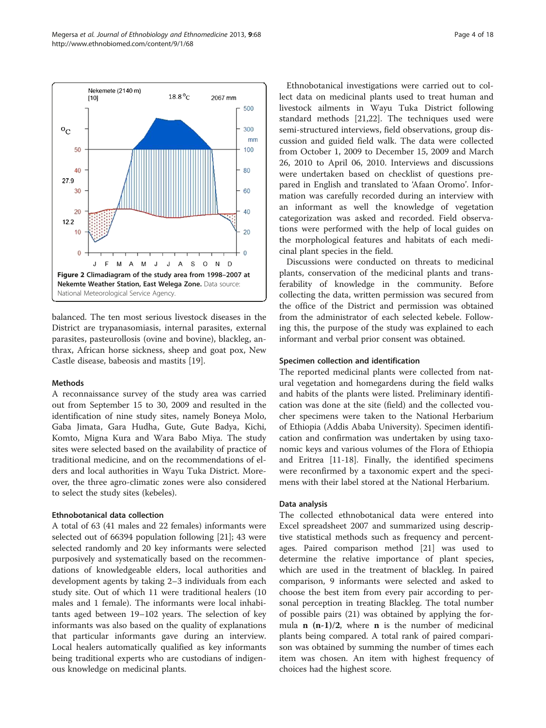Nekemete (2140 m)
[10]
18.8 °C
2067 mm

°C

mm

500
300
100
80
60
40
20
0

50
40
27.9
30
20
12.2
10
0

J F M A M J J A S O N D

Figure 2 Climadiagram of the study area from 1998–2007 at Nekemte Weather Station, East Welega Zone. Data source: National Meteorological Service Agency.

balanced. The ten most serious livestock diseases in the District are trypanasomiasis, internal parasites, external parasites, pasteurollosis (ovine and bovine), blackleg, anthrax, African horse sickness, sheep and goat pox, New Castle disease, babeosis and mastits [19].

## Methods

A reconnaissance survey of the study area was carried out from September 15 to 30, 2009 and resulted in the identification of nine study sites, namely Boneya Molo, Gaba Jimata, Gara Hudha, Gute, Gute Badya, Kichi, Komto, Migna Kura and Wara Babo Miya. The study sites were selected based on the availability of practice of traditional medicine, and on the recommendations of elders and local authorities in Wayu Tuka District. Moreover, the three agro-climatic zones were also considered to select the study sites (kebeles).

### Ethnobotanical data collection

A total of 63 (41 males and 22 females) informants were selected out of 66394 population following [21]; 43 were selected randomly and 20 key informants were selected purposively and systematically based on the recommendations of knowledgeable elders, local authorities and development agents by taking 2–3 individuals from each study site. Out of which 11 were traditional healers (10 males and 1 female). The informants were local inhabitants aged between 19–102 years. The selection of key informants was also based on the quality of explanations that particular informants gave during an interview. Local healers automatically qualified as key informants being traditional experts who are custodians of indigenous knowledge on medicinal plants.

Ethnobotanical investigations were carried out to collect data on medicinal plants used to treat human and livestock ailments in Wayu Tuka District following standard methods [21,22]. The techniques used were semi-structured interviews, field observations, group discussion and guided field walk. The data were collected from October 1, 2009 to December 15, 2009 and March 26, 2010 to April 06, 2010. Interviews and discussions were undertaken based on checklist of questions prepared in English and translated to 'Afaan Oromo'. Information was carefully recorded during an interview with an informant as well the knowledge of vegetation categorization was asked and recorded. Field observations were performed with the help of local guides on the morphological features and habitats of each medicinal plant species in the field.

Discussions were conducted on threats to medicinal plants, conservation of the medicinal plants and transferability of knowledge in the community. Before collecting the data, written permission was secured from the office of the District and permission was obtained from the administrator of each selected kebele. Following this, the purpose of the study was explained to each informant and verbal prior consent was obtained.

### Specimen collection and identification

The reported medicinal plants were collected from natural vegetation and homegardens during the field walks and habits of the plants were listed. Preliminary identification was done at the site (field) and the collected voucher specimens were taken to the National Herbarium of Ethiopia (Addis Ababa University). Specimen identification and confirmation was undertaken by using taxonomic keys and various volumes of the Flora of Ethiopia and Eritrea [11-18]. Finally, the identified specimens were reconfirmed by a taxonomic expert and the specimens with their label stored at the National Herbarium.

### Data analysis

The collected ethnobotanical data were entered into Excel spreadsheet 2007 and summarized using descriptive statistical methods such as frequency and percentages. Paired comparison method [21] was used to determine the relative importance of plant species, which are used in the treatment of blackleg. In paired comparison, 9 informants were selected and asked to choose the best item from every pair according to personal perception in treating Blackleg. The total number of possible pairs (21) was obtained by applying the formula **n (n-1)/2**, where **n** is the number of medicinal plants being compared. A total rank of paired comparison was obtained by summing the number of times each item was chosen. An item with highest frequency of choices had the highest score.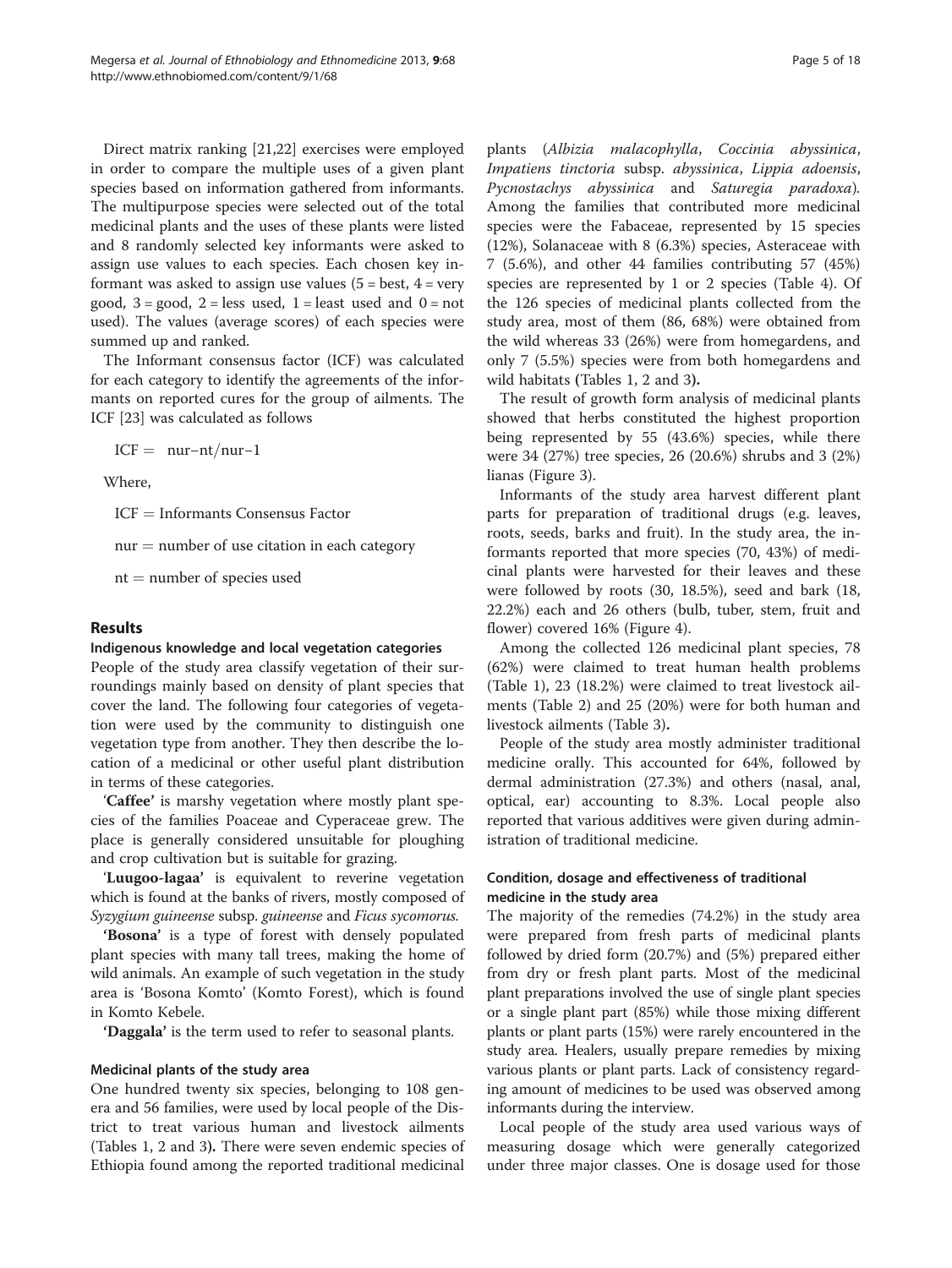Direct matrix ranking [21,22] exercises were employed in order to compare the multiple uses of a given plant species based on information gathered from informants. The multipurpose species were selected out of the total medicinal plants and the uses of these plants were listed and 8 randomly selected key informants were asked to assign use values to each species. Each chosen key informant was asked to assign use values (5 = best, 4 = very good, 3 = good, 2 = less used, 1 = least used and 0 = not used). The values (average scores) of each species were summed up and ranked.

The Informant consensus factor (ICF) was calculated for each category to identify the agreements of the informants on reported cures for the group of ailments. The ICF [23] was calculated as follows

$$\text{ICF} = \text{nur}-\text{nt}/\text{nur}-1$$

Where,

ICF = Informants Consensus Factor

nur = number of use citation in each category

nt = number of species used

## Results

### Indigenous knowledge and local vegetation categories

People of the study area classify vegetation of their surroundings mainly based on density of plant species that cover the land. The following four categories of vegetation were used by the community to distinguish one vegetation type from another. They then describe the location of a medicinal or other useful plant distribution in terms of these categories.

'**Caffee**' is marshy vegetation where mostly plant species of the families Poaceae and Cyperaceae grew. The place is generally considered unsuitable for ploughing and crop cultivation but is suitable for grazing.

'**Luugoo-lagaa**' is equivalent to reverine vegetation which is found at the banks of rivers, mostly composed of *Syzygium guineense* subsp. *guineense* and *Ficus sycomorus.*

**'Bosona'** is a type of forest with densely populated plant species with many tall trees, making the home of wild animals. An example of such vegetation in the study area is 'Bosona Komto' (Komto Forest), which is found in Komto Kebele.

**'Daggala'** is the term used to refer to seasonal plants.

### Medicinal plants of the study area

One hundred twenty six species, belonging to 108 genera and 56 families, were used by local people of the District to treat various human and livestock ailments (Tables 1, 2 and 3). There were seven endemic species of Ethiopia found among the reported traditional medicinal plants (*Albizia malacophylla*, *Coccinia abyssinica*, *Impatiens tinctoria* subsp. *abyssinica*, *Lippia adoensis*, *Pycnostachys abyssinica* and *Saturegia paradoxa*). Among the families that contributed more medicinal species were the Fabaceae, represented by 15 species (12%), Solanaceae with 8 (6.3%) species, Asteraceae with 7 (5.6%), and other 44 families contributing 57 (45%) species are represented by 1 or 2 species (Table 4). Of the 126 species of medicinal plants collected from the study area, most of them (86, 68%) were obtained from the wild whereas 33 (26%) were from homegardens, and only 7 (5.5%) species were from both homegardens and wild habitats (Tables 1, 2 and 3).

The result of growth form analysis of medicinal plants showed that herbs constituted the highest proportion being represented by 55 (43.6%) species, while there were 34 (27%) tree species, 26 (20.6%) shrubs and 3 (2%) lianas (Figure 3).

Informants of the study area harvest different plant parts for preparation of traditional drugs (e.g. leaves, roots, seeds, barks and fruit). In the study area, the informants reported that more species (70, 43%) of medicinal plants were harvested for their leaves and these were followed by roots (30, 18.5%), seed and bark (18, 22.2%) each and 26 others (bulb, tuber, stem, fruit and flower) covered 16% (Figure 4).

Among the collected 126 medicinal plant species, 78 (62%) were claimed to treat human health problems (Table 1), 23 (18.2%) were claimed to treat livestock ailments (Table 2) and 25 (20%) were for both human and livestock ailments (Table 3).

People of the study area mostly administer traditional medicine orally. This accounted for 64%, followed by dermal administration (27.3%) and others (nasal, anal, optical, ear) accounting to 8.3%. Local people also reported that various additives were given during administration of traditional medicine.

### Condition, dosage and effectiveness of traditional medicine in the study area

The majority of the remedies (74.2%) in the study area were prepared from fresh parts of medicinal plants followed by dried form (20.7%) and (5%) prepared either from dry or fresh plant parts. Most of the medicinal plant preparations involved the use of single plant species or a single plant part (85%) while those mixing different plants or plant parts (15%) were rarely encountered in the study area. Healers, usually prepare remedies by mixing various plants or plant parts. Lack of consistency regarding amount of medicines to be used was observed among informants during the interview.

Local people of the study area used various ways of measuring dosage which were generally categorized under three major classes. One is dosage used for those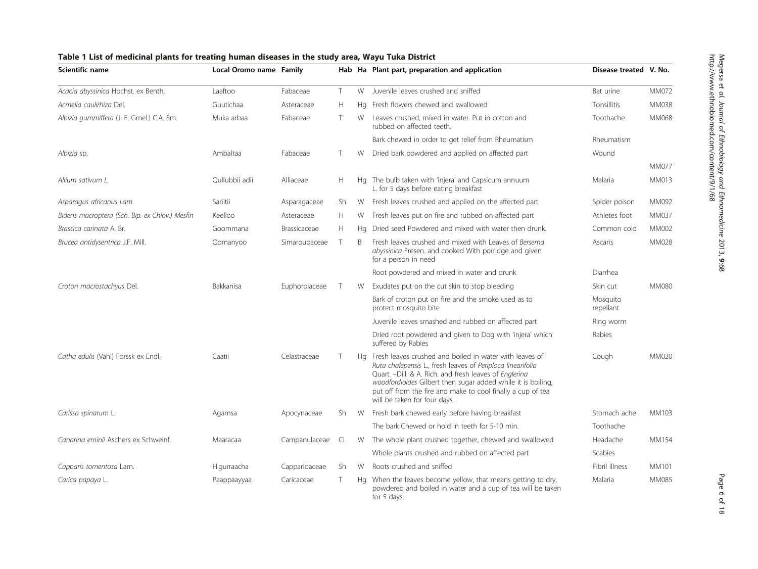**Table 1 List of medicinal plants for treating human diseases in the study area, Wayu Tuka District**

| Scientific name | Local Oromo name | Family | Hab | Ha | Plant part, preparation and application | Disease treated | V. No. |
|---|---|---|---|---|---|---|---|
| *Acacia abyssinica* Hochst. ex Benth. | Laaftoo | Fabaceae | T | W | Juvenile leaves crushed and sniffed | Bat urine | MM072 |
| *Acmella caulirhiza* Del. | Guutichaa | Asteraceae | H | Hg | Fresh flowers chewed and swallowed | Tonsillitis | MM038 |
| *Albizia gummiffera* (J. F. Gmel.) C.A. Sm. | Muka arbaa | Fabaceae | T | W | Leaves crushed, mixed in water. Put in cotton and rubbed on affected teeth. | Toothache | MM068 |
| | | | | | Bark chewed in order to get relief from Rheumatism | Rheumatism | |
| *Albizia* sp. | Ambaltaa | Fabaceae | T | W | Dried bark powdered and applied on affected part | Wound | |
| | | | | | | | MM077 |
| *Allium sativum L.* | Qullubbii adii | Alliaceae | H | Hg | The bulb taken with 'injera' and Capsicum annuum L. for 5 days before eating breakfast | Malaria | MM013 |
| *Asparagus africanus Lam.* | Sariitii | Asparagaceae | Sh | W | Fresh leaves crushed and applied on the affected part | Spider poison | MM092 |
| *Bidens macroptera (Sch. Bip. ex Chiov.) Mesfin* | Keelloo | Asteraceae | H | W | Fresh leaves put on fire and rubbed on affected part | Athletes foot | MM037 |
| *Brassica carinata* A. Br. | Goommana | Brassicaceae | H | Hg | Dried seed Powdered and mixed with water then drunk. | Common cold | MM002 |
| *Brucea antidysentrica* J.F. Mill. | Qomanyoo | Simaroubaceae | T | B | Fresh leaves crushed and mixed with Leaves of *Bersema abyssinica* Fresen. and cooked With porridge and given for a person in need | Ascaris | MM028 |
| | | | | | Root powdered and mixed in water and drunk | Diarrhea | |
| *Croton macrostachyus* Del. | Bakkanisa | Euphorbiaceae | T | W | Exudates put on the cut skin to stop bleeding | Skin cut | MM080 |
| | | | | | Bark of croton put on fire and the smoke used as to protect mosquito bite | Mosquito repellant | |
| | | | | | Juvenile leaves smashed and rubbed on affected part | Ring worm | |
| | | | | | Dried root powdered and given to Dog with 'injera' which suffered by Rabies | Rabies | |
| *Catha edulis* (Vahl) Forssk ex Endl. | Caatii | Celastraceae | T | Hg | Fresh leaves crushed and boiled in water with leaves of *Ruta chalepensis* L., fresh leaves of *Periploca linearifolia* Quart. –Dill. & A. Rich. and fresh leaves of *Englerina woodfordioides* Gilbert then sugar added while it is boiling, put off from the fire and make to cool finally a cup of tea will be taken for four days. | Cough | MM020 |
| *Carissa spinarum* L. | Agamsa | Apocynaceae | Sh | W | Fresh bark chewed early before having breakfast | Stomach ache | MM103 |
| | | | | | The bark Chewed or hold in teeth for 5-10 min. | Toothache | |
| *Canarina eminii* Aschers ex Schweinf. | Maaracaa | Campanulaceae | Cl | W | The whole plant crushed together, chewed and swallowed | Headache | MM154 |
| | | | | | Whole plants crushed and rubbed on affected part | Scabies | |
| *Capparis tomentosa* Lam. | H.gurraacha | Capparidaceae | Sh | W | Roots crushed and sniffed | Fibril illness | MM101 |
| *Carica papaya* L. | Paappaayyaa | Caricaceae | T | Hg | When the leaves become yellow, that means getting to dry, powdered and boiled in water and a cup of tea will be taken for 5 days. | Malaria | MM085 |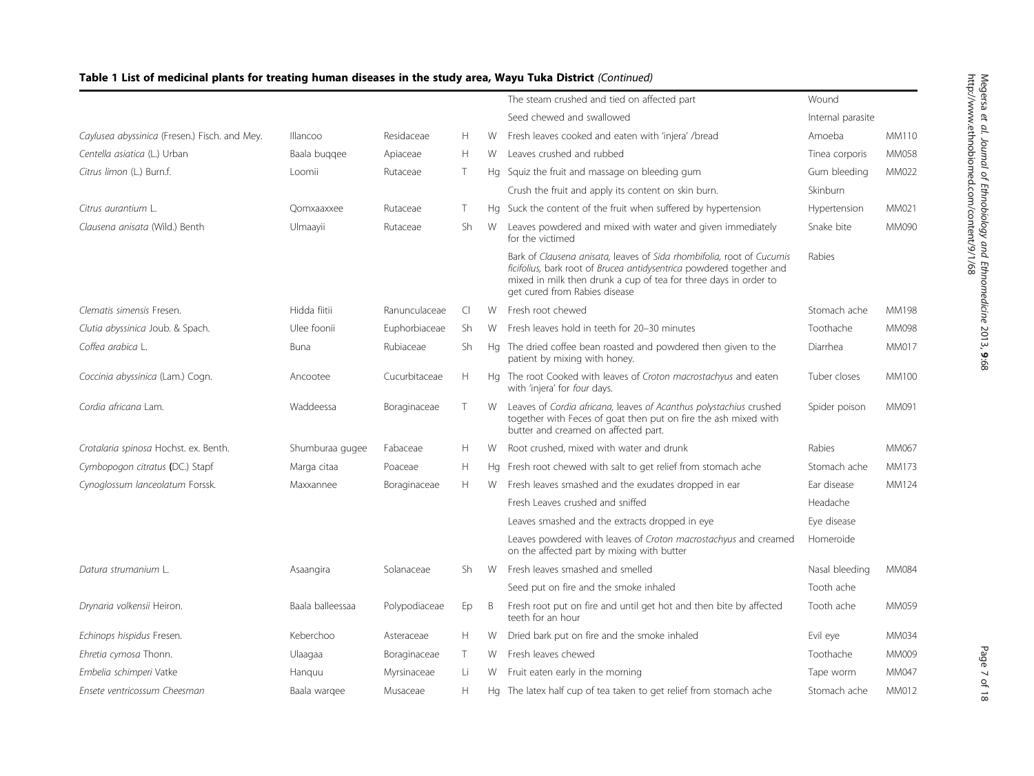## Table 1 List of medicinal plants for treating human diseases in the study area, Wayu Tuka District *(Continued)*

| | | | | | | | |
|---|---|---|---|---|---|---|---|
| | | | | | The steam crushed and tied on affected part | Wound | |
| | | | | | Seed chewed and swallowed | Internal parasite | |
| *Caylusea abyssinica* (Fresen.) Fisch. and Mey. | Illancoo | Residaceae | H | W | Fresh leaves cooked and eaten with 'injera' /bread | Amoeba | MM110 |
| *Centella asiatica* (L.) Urban | Baala buqqee | Apiaceae | H | W | Leaves crushed and rubbed | Tinea corporis | MM058 |
| *Citrus limon* (L.) Burn.f. | Loomii | Rutaceae | T | Hg | Squiz the fruit and massage on bleeding gum | Gum bleeding | MM022 |
| | | | | | Crush the fruit and apply its content on skin burn. | Skinburn | |
| *Citrus aurantium* L. | Qomxaaxxee | Rutaceae | T | Hg | Suck the content of the fruit when suffered by hypertension | Hypertension | MM021 |
| *Clausena anisata* (Wild.) Benth | Ulmaayii | Rutaceae | Sh | W | Leaves powdered and mixed with water and given immediately for the victimed | Snake bite | MM090 |
| | | | | | Bark of *Clausena anisata*, leaves of *Sida rhombifolia*, root of *Cucumis ficifolius*, bark root of *Brucea antidysentrica* powdered together and mixed in milk then drunk a cup of tea for three days in order to get cured from Rabies disease | Rabies | |
| *Clematis simensis* Fresen. | Hidda fiitii | Ranunculaceae | Cl | W | Fresh root chewed | Stomach ache | MM198 |
| *Clutia abyssinica* Joub. & Spach. | Ulee foonii | Euphorbiaceae | Sh | W | Fresh leaves hold in teeth for 20–30 minutes | Toothache | MM098 |
| *Coffea arabica* L. | Buna | Rubiaceae | Sh | Hg | The dried coffee bean roasted and powdered then given to the patient by mixing with honey. | Diarrhea | MM017 |
| *Coccinia abyssinica* (Lam.) Cogn. | Ancootee | Cucurbitaceae | H | Hg | The root Cooked with leaves of *Croton macrostachyus* and eaten with 'injera' for *four* days. | Tuber closes | MM100 |
| *Cordia africana* Lam. | Waddeessa | Boraginaceae | T | W | Leaves of *Cordia africana*, leaves *of Acanthus polystachius* crushed together with Feces of goat then put on fire the ash mixed with butter and creamed on affected part. | Spider poison | MM091 |
| *Crotalaria spinosa* Hochst. ex. Benth. | Shumburaa gugee | Fabaceae | H | W | Root crushed, mixed with water and drunk | Rabies | MM067 |
| *Cymbopogon citratus* (DC.) Stapf | Marga citaa | Poaceae | H | Hg | Fresh root chewed with salt to get relief from stomach ache | Stomach ache | MM173 |
| *Cynoglossum lanceolatum* Forssk. | Maxxannee | Boraginaceae | H | W | Fresh leaves smashed and the exudates dropped in ear | Ear disease | MM124 |
| | | | | | Fresh Leaves crushed and sniffed | Headache | |
| | | | | | Leaves smashed and the extracts dropped in eye | Eye disease | |
| | | | | | Leaves powdered with leaves of *Croton macrostachyus* and creamed on the affected part by mixing with butter | Homeroide | |
| *Datura strumanium* L. | Asaangira | Solanaceae | Sh | W | Fresh leaves smashed and smelled | Nasal bleeding | MM084 |
| | | | | | Seed put on fire and the smoke inhaled | Tooth ache | |
| *Drynaria volkensii* Heiron. | Baala balleessaa | Polypodiaceae | Ep | B | Fresh root put on fire and until get hot and then bite by affected teeth for an hour | Tooth ache | MM059 |
| *Echinops hispidus* Fresen. | Keberchoo | Asteraceae | H | W | Dried bark put on fire and the smoke inhaled | Evil eye | MM034 |
| *Ehretia cymosa* Thonn. | Ulaagaa | Boraginaceae | T | W | Fresh leaves chewed | Toothache | MM009 |
| *Embelia schimperi* Vatke | Hanquu | Myrsinaceae | Li | W | Fruit eaten early in the morning | Tape worm | MM047 |
| *Ensete ventricossum* Cheesman | Baala warqee | Musaceae | H | Hg | The latex half cup of tea taken to get relief from stomach ache | Stomach ache | MM012 |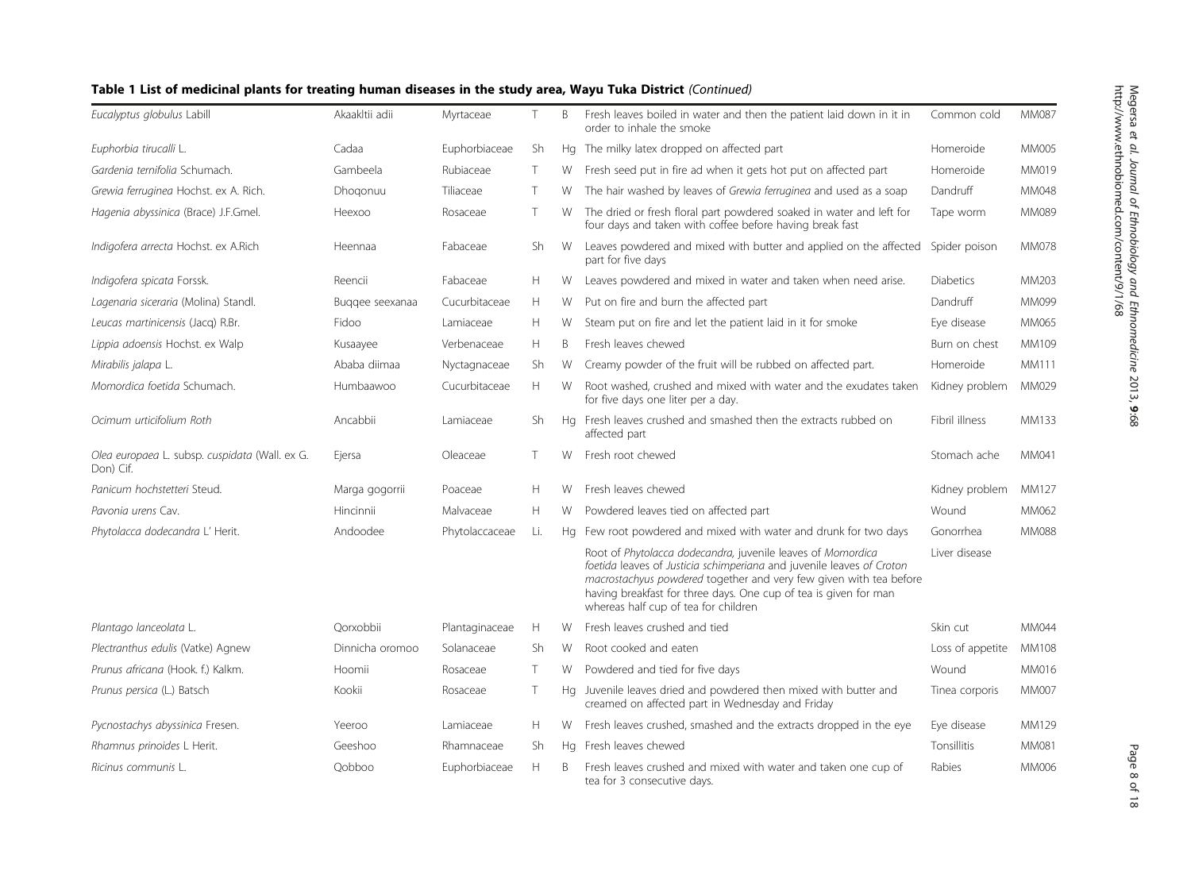**Table 1 List of medicinal plants for treating human diseases in the study area, Wayu Tuka District** *(Continued)*

| | | | | | | | |
|---|---|---|---|---|---|---|---|
| *Eucalyptus globulus* Labill | Akaakltii adii | Myrtaceae | T | B | Fresh leaves boiled in water and then the patient laid down in it in order to inhale the smoke | Common cold | MM087 |
| *Euphorbia tirucalli* L. | Cadaa | Euphorbiaceae | Sh | Hg | The milky latex dropped on affected part | Homeroide | MM005 |
| *Gardenia ternifolia* Schumach. | Gambeela | Rubiaceae | T | W | Fresh seed put in fire ad when it gets hot put on affected part | Homeroide | MM019 |
| *Grewia ferruginea* Hochst. ex A. Rich. | Dhoqonuu | Tiliaceae | T | W | The hair washed by leaves of *Grewia ferruginea* and used as a soap | Dandruff | MM048 |
| *Hagenia abyssinica* (Brace) J.F.Gmel. | Heexoo | Rosaceae | T | W | The dried or fresh floral part powdered soaked in water and left for four days and taken with coffee before having break fast | Tape worm | MM089 |
| *Indigofera arrecta* Hochst. ex A.Rich | Heennaa | Fabaceae | Sh | W | Leaves powdered and mixed with butter and applied on the affected part for five days | Spider poison | MM078 |
| *Indigofera spicata* Forssk. | Reencii | Fabaceae | H | W | Leaves powdered and mixed in water and taken when need arise. | Diabetics | MM203 |
| *Lagenaria siceraria* (Molina) Standl. | Buqqee seexanaa | Cucurbitaceae | H | W | Put on fire and burn the affected part | Dandruff | MM099 |
| *Leucas martinicensis* (Jacq) R.Br. | Fidoo | Lamiaceae | H | W | Steam put on fire and let the patient laid in it for smoke | Eye disease | MM065 |
| *Lippia adoensis* Hochst. ex Walp | Kusaayee | Verbenaceae | H | B | Fresh leaves chewed | Burn on chest | MM109 |
| *Mirabilis jalapa* L. | Ababa diimaa | Nyctagnaceae | Sh | W | Creamy powder of the fruit will be rubbed on affected part. | Homeroide | MM111 |
| *Momordica foetida* Schumach. | Humbaawoo | Cucurbitaceae | H | W | Root washed, crushed and mixed with water and the exudates taken for five days one liter per a day. | Kidney problem | MM029 |
| *Ocimum urticifolium Roth* | Ancabbii | Lamiaceae | Sh | Hg | Fresh leaves crushed and smashed then the extracts rubbed on affected part | Fibril illness | MM133 |
| *Olea europaea* L. subsp. *cuspidata* (Wall. ex G. Don) Cif. | Ejersa | Oleaceae | T | W | Fresh root chewed | Stomach ache | MM041 |
| *Panicum hochstetteri* Steud. | Marga gogorrii | Poaceae | H | W | Fresh leaves chewed | Kidney problem | MM127 |
| *Pavonia urens* Cav. | Hincinnii | Malvaceae | H | W | Powdered leaves tied on affected part | Wound | MM062 |
| *Phytolacca dodecandra* L' Herit. | Andoodee | Phytolaccaceae | Li. | Hg | Few root powdered and mixed with water and drunk for two days | Gonorrhea | MM088 |
| | | | | | Root of *Phytolacca dodecandra*, juvenile leaves of *Momordica foetida* leaves of *Justicia schimperiana* and juvenile leaves of *Croton macrostachyus powdered* together and very few given with tea before having breakfast for three days. One cup of tea is given for man whereas half cup of tea for children | Liver disease | |
| *Plantago lanceolata* L. | Qorxobbii | Plantaginaceae | H | W | Fresh leaves crushed and tied | Skin cut | MM044 |
| *Plectranthus edulis* (Vatke) Agnew | Dinnicha oromoo | Solanaceae | Sh | W | Root cooked and eaten | Loss of appetite | MM108 |
| *Prunus africana* (Hook. f.) Kalkm. | Hoomii | Rosaceae | T | W | Powdered and tied for five days | Wound | MM016 |
| *Prunus persica* (L.) Batsch | Kookii | Rosaceae | T | Hg | Juvenile leaves dried and powdered then mixed with butter and creamed on affected part in Wednesday and Friday | Tinea corporis | MM007 |
| *Pycnostachys abyssinica* Fresen. | Yeeroo | Lamiaceae | H | W | Fresh leaves crushed, smashed and the extracts dropped in the eye | Eye disease | MM129 |
| *Rhamnus prinoides* L Herit. | Geeshoo | Rhamnaceae | Sh | Hg | Fresh leaves chewed | Tonsillitis | MM081 |
| *Ricinus communis* L. | Qobboo | Euphorbiaceae | H | B | Fresh leaves crushed and mixed with water and taken one cup of tea for 3 consecutive days. | Rabies | MM006 |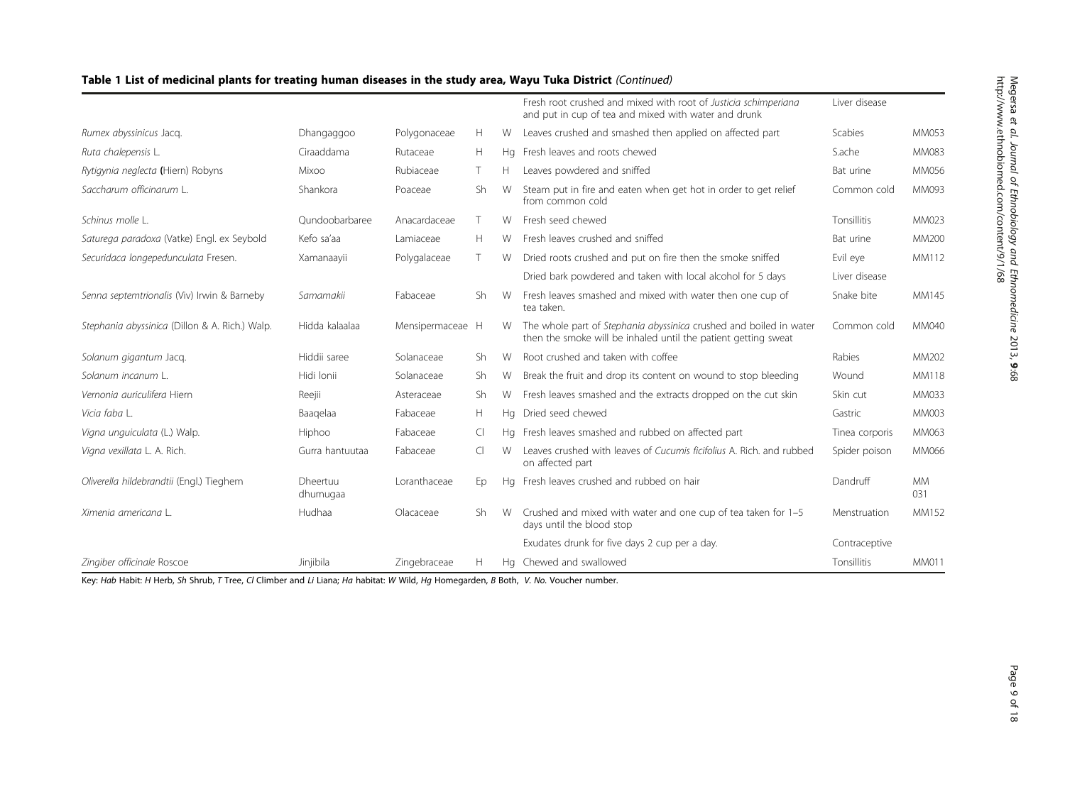### Table 1 List of medicinal plants for treating human diseases in the study area, Wayu Tuka District *(Continued)*

| | | | | | | | |
|---|---|---|---|---|---|---|---|
| | | | | | Fresh root crushed and mixed with root of *Justicia schimperiana* and put in cup of tea and mixed with water and drunk | Liver disease | |
| *Rumex abyssinicus* Jacq. | Dhangaggoo | Polygonaceae | H | W | Leaves crushed and smashed then applied on affected part | Scabies | MM053 |
| *Ruta chalepensis* L. | Ciraaddama | Rutaceae | H | Hg | Fresh leaves and roots chewed | S.ache | MM083 |
| *Rytigynia neglecta* (Hiern) Robyns | Mixoo | Rubiaceae | T | H | Leaves powdered and sniffed | Bat urine | MM056 |
| *Saccharum officinarum* L. | Shankora | Poaceae | Sh | W | Steam put in fire and eaten when get hot in order to get relief from common cold | Common cold | MM093 |
| *Schinus molle* L. | Qundoobarbaree | Anacardaceae | T | W | Fresh seed chewed | Tonsillitis | MM023 |
| *Saturega paradoxa* (Vatke) Engl. ex Seybold | Kefo sa'aa | Lamiaceae | H | W | Fresh leaves crushed and sniffed | Bat urine | MM200 |
| *Securidaca longepedunculata* Fresen. | Xamanaayii | Polygalaceae | T | W | Dried roots crushed and put on fire then the smoke sniffed | Evil eye | MM112 |
| | | | | | Dried bark powdered and taken with local alcohol for 5 days | Liver disease | |
| *Senna septemtrionalis* (Viv) Irwin & Barneby | *Samamakii* | Fabaceae | Sh | W | Fresh leaves smashed and mixed with water then one cup of tea taken. | Snake bite | MM145 |
| *Stephania abyssinica* (Dillon & A. Rich.) Walp. | Hidda kalaalaa | Mensipermaceae | H | W | The whole part of *Stephania abyssinica* crushed and boiled in water then the smoke will be inhaled until the patient getting sweat | Common cold | MM040 |
| *Solanum gigantum* Jacq. | Hiddii saree | Solanaceae | Sh | W | Root crushed and taken with coffee | Rabies | MM202 |
| *Solanum incanum* L. | Hidi lonii | Solanaceae | Sh | W | Break the fruit and drop its content on wound to stop bleeding | Wound | MM118 |
| *Vernonia auriculifera* Hiern | Reejii | Asteraceae | Sh | W | Fresh leaves smashed and the extracts dropped on the cut skin | Skin cut | MM033 |
| *Vicia faba* L. | Baaqelaa | Fabaceae | H | Hg | Dried seed chewed | Gastric | MM003 |
| *Vigna unguiculata* (L.) Walp. | Hiphoo | Fabaceae | Cl | Hg | Fresh leaves smashed and rubbed on affected part | Tinea corporis | MM063 |
| *Vigna vexillata* L. A. Rich. | Gurra hantuutaa | Fabaceae | Cl | W | Leaves crushed with leaves of *Cucumis ficifolius* A. Rich. and rubbed on affected part | Spider poison | MM066 |
| *Oliverella hildebrandtii* (Engl.) Tieghem | Dheertuu dhumugaa | Loranthaceae | Ep | Hg | Fresh leaves crushed and rubbed on hair | Dandruff | MM 031 |
| *Ximenia americana* L. | Hudhaa | Olacaceae | Sh | W | Crushed and mixed with water and one cup of tea taken for 1–5 days until the blood stop | Menstruation | MM152 |
| | | | | | Exudates drunk for five days 2 cup per a day. | Contraceptive | |
| *Zingiber officinale* Roscoe | Jinjibila | Zingebraceae | H | Hg | Chewed and swallowed | Tonsillitis | MM011 |

Key: *Hab* Habit: *H* Herb, *Sh* Shrub, *T* Tree, *Cl* Climber and *Li* Liana; *Ha* habitat: *W* Wild, *Hg* Homegarden, *B* Both, *V. No.* Voucher number.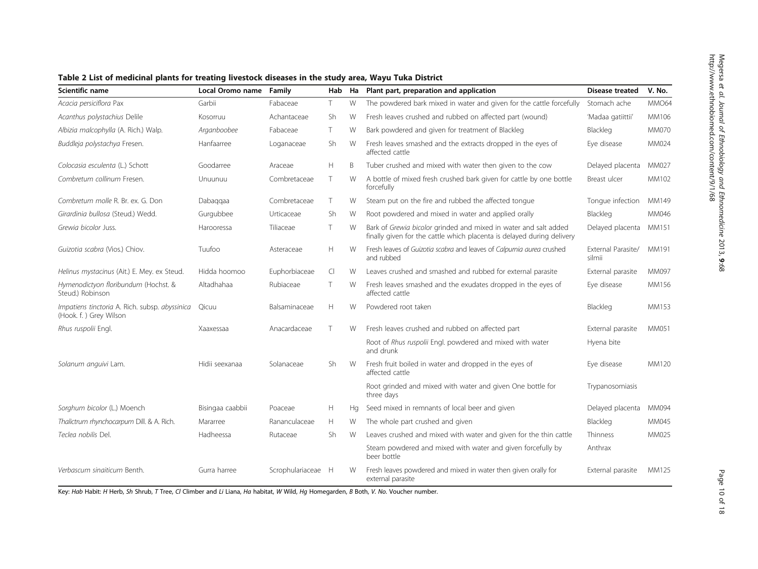**Table 2 List of medicinal plants for treating livestock diseases in the study area, Wayu Tuka District**

| Scientific name | Local Oromo name | Family | Hab | Ha | Plant part, preparation and application | Disease treated | V. No. |
|---|---|---|---|---|---|---|---|
| *Acacia persiciflora* Pax | Garbii | Fabaceae | T | W | The powdered bark mixed in water and given for the cattle forcefully | Stomach ache | MMO64 |
| *Acanthus polystachius* Delile | Kosorruu | Achantaceae | Sh | W | Fresh leaves crushed and rubbed on affected part (wound) | 'Madaa gatiittii' | MM106 |
| *Albizia malcophylla* (A. Rich.) Walp. | *Arganboobee* | Fabaceae | T | W | Bark powdered and given for treatment of Blackleg | Blackleg | MM070 |
| *Buddleja polystachya* Fresen. | Hanfaarree | Loganaceae | Sh | W | Fresh leaves smashed and the extracts dropped in the eyes of affected cattle | Eye disease | MM024 |
| *Colocasia esculenta* (L.) Schott | Goodarree | Araceae | H | B | Tuber crushed and mixed with water then given to the cow | Delayed placenta | MM027 |
| *Combretum collinum* Fresen. | Unuunuu | Combretaceae | T | W | A bottle of mixed fresh crushed bark given for cattle by one bottle forcefully | Breast ulcer | MM102 |
| *Combretum molle* R. Br. ex. G. Don | Dabaqqaa | Combretaceae | T | W | Steam put on the fire and rubbed the affected tongue | Tongue infection | MM149 |
| *Girardinia bullosa* (Steud.) Wedd. | Gurgubbee | Urticaceae | Sh | W | Root powdered and mixed in water and applied orally | Blackleg | MM046 |
| *Grewia bicolor* Juss. | Harooressa | Tiliaceae | T | W | Bark of *Grewia bicolor* grinded and mixed in water and salt added finally given for the cattle which placenta is delayed during delivery | Delayed placenta | MM151 |
| *Guizotia scabra* (Vios.) Chiov. | Tuufoo | Asteraceae | H | W | Fresh leaves of *Guizotia scabra* and leaves of *Calpurnia aurea* crushed and rubbed | External Parasite/ silmii | MM191 |
| *Helinus mystacinus* (Ait.) E. Mey. ex Steud. | Hidda hoomoo | Euphorbiaceae | Cl | W | Leaves crushed and smashed and rubbed for external parasite | External parasite | MM097 |
| *Hymenodictyon floribundum* (Hochst. & Steud.) Robinson | Altadhahaa | Rubiaceae | T | W | Fresh leaves smashed and the exudates dropped in the eyes of affected cattle | Eye disease | MM156 |
| *Impatiens tinctoria* A. Rich. subsp. *abyssinica* (Hook. f. ) Grey Wilson | Qicuu | Balsaminaceae | H | W | Powdered root taken | Blackleg | MM153 |
| *Rhus ruspolii* Engl. | Xaaxessaa | Anacardaceae | T | W | Fresh leaves crushed and rubbed on affected part | External parasite | MM051 |
| | | | | | Root of *Rhus ruspolii* Engl. powdered and mixed with water and drunk | Hyena bite | |
| *Solanum anguivi* Lam. | Hidii seexanaa | Solanaceae | Sh | W | Fresh fruit boiled in water and dropped in the eyes of affected cattle | Eye disease | MM120 |
| | | | | | Root grinded and mixed with water and given One bottle for three days | Trypanosomiasis | |
| *Sorghum bicolor* (L.) Moench | Bisingaa caabbii | Poaceae | H | Hg | Seed mixed in remnants of local beer and given | Delayed placenta | MM094 |
| *Thalictrum rhynchocarpum* Dill. & A. Rich. | Mararree | Rananculaceae | H | W | The whole part crushed and given | Blackleg | MM045 |
| *Teclea nobilis* Del. | Hadheessa | Rutaceae | Sh | W | Leaves crushed and mixed with water and given for the thin cattle | Thinness | MM025 |
| | | | | | Steam powdered and mixed with water and given forcefully by beer bottle | Anthrax | |
| *Verbascum sinaiticum* Benth. | Gurra harree | Scrophulariaceae | H | W | Fresh leaves powdered and mixed in water then given orally for external parasite | External parasite | MM125 |

Key: *Hab* Habit: *H* Herb, *Sh* Shrub, *T* Tree, *Cl* Climber and *Li* Liana, *Ha* habitat, *W* Wild, *Hg* Homegarden, *B* Both, *V. No.* Voucher number.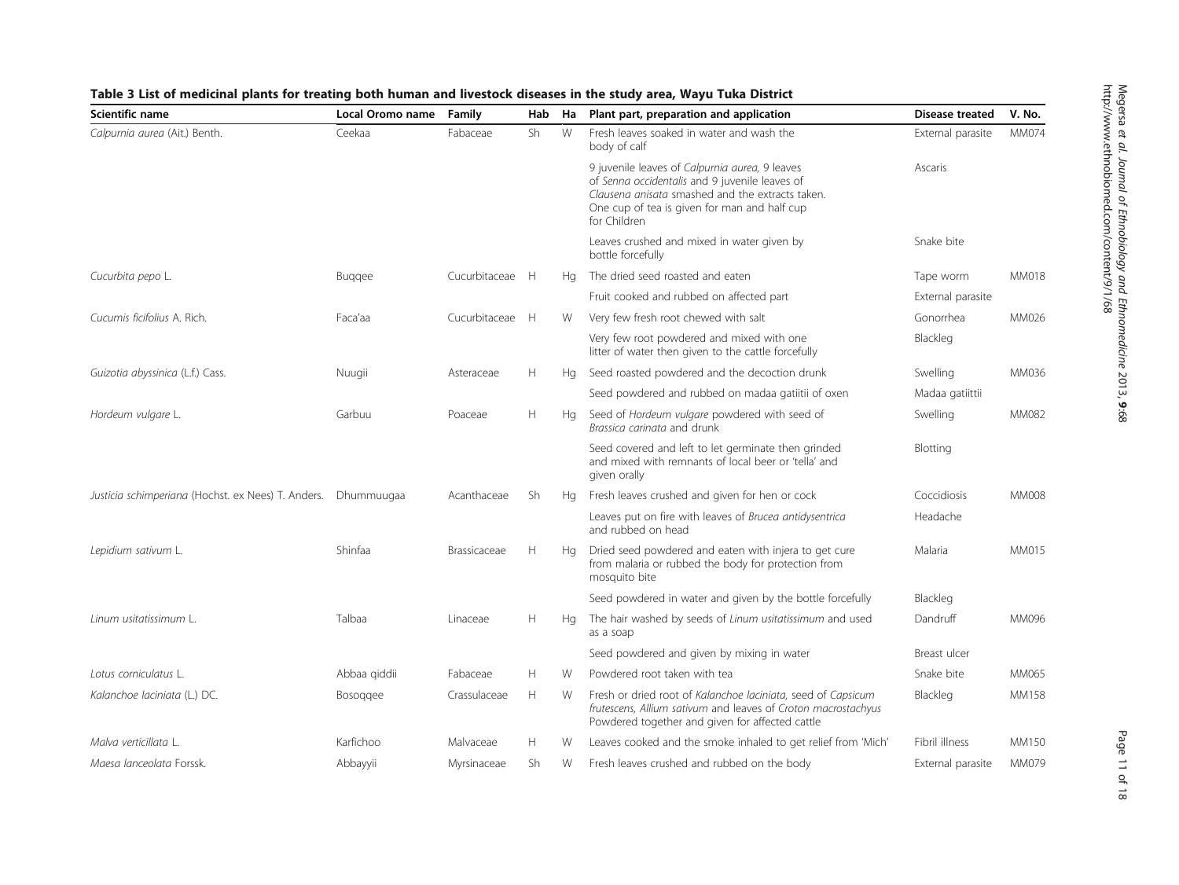**Table 3 List of medicinal plants for treating both human and livestock diseases in the study area, Wayu Tuka District**

| Scientific name | Local Oromo name | Family | Hab | Ha | Plant part, preparation and application | Disease treated | V. No. |
|---|---|---|---|---|---|---|---|
| *Calpurnia aurea* (Ait.) Benth. | Ceekaa | Fabaceae | Sh | W | Fresh leaves soaked in water and wash the body of calf | External parasite | MM074 |
| | | | | | 9 juvenile leaves of *Calpurnia aurea*, 9 leaves of *Senna occidentalis* and 9 juvenile leaves of *Clausena anisata* smashed and the extracts taken. One cup of tea is given for man and half cup for Children | Ascaris | |
| | | | | | Leaves crushed and mixed in water given by bottle forcefully | Snake bite | |
| *Cucurbita pepo* L. | Buqqee | Cucurbitaceae | H | Hg | The dried seed roasted and eaten | Tape worm | MM018 |
| | | | | | Fruit cooked and rubbed on affected part | External parasite | |
| *Cucumis ficifolius* A. Rich. | Faca'aa | Cucurbitaceae | H | W | Very few fresh root chewed with salt | Gonorrhea | MM026 |
| | | | | | Very few root powdered and mixed with one litter of water then given to the cattle forcefully | Blackleg | |
| *Guizotia abyssinica* (L.f.) Cass. | Nuugii | Asteraceae | H | Hg | Seed roasted powdered and the decoction drunk | Swelling | MM036 |
| | | | | | Seed powdered and rubbed on madaa gatiitii of oxen | Madaa gatiittii | |
| *Hordeum vulgare* L. | Garbuu | Poaceae | H | Hg | Seed of *Hordeum vulgare* powdered with seed of *Brassica carinata* and drunk | Swelling | MM082 |
| | | | | | Seed covered and left to let germinate then grinded and mixed with remnants of local beer or 'tella' and given orally | Blotting | |
| *Justicia schimperiana* (Hochst. ex Nees) T. Anders. | Dhummuugaa | Acanthaceae | Sh | Hg | Fresh leaves crushed and given for hen or cock | Coccidiosis | MM008 |
| | | | | | Leaves put on fire with leaves of *Brucea antidysentrica* and rubbed on head | Headache | |
| *Lepidium sativum* L. | Shinfaa | Brassicaceae | H | Hg | Dried seed powdered and eaten with injera to get cure from malaria or rubbed the body for protection from mosquito bite | Malaria | MM015 |
| | | | | | Seed powdered in water and given by the bottle forcefully | Blackleg | |
| *Linum usitatissimum* L. | Talbaa | Linaceae | H | Hg | The hair washed by seeds of *Linum usitatissimum* and used as a soap | Dandruff | MM096 |
| | | | | | Seed powdered and given by mixing in water | Breast ulcer | |
| *Lotus corniculatus* L. | Abbaa qiddii | Fabaceae | H | W | Powdered root taken with tea | Snake bite | MM065 |
| *Kalanchoe laciniata* (L.) DC. | Bosoqqee | Crassulaceae | H | W | Fresh or dried root of *Kalanchoe laciniata*, seed of *Capsicum frutescens*, *Allium sativum* and leaves of *Croton macrostachyus* Powdered together and given for affected cattle | Blackleg | MM158 |
| *Malva verticillata* L. | Karfichoo | Malvaceae | H | W | Leaves cooked and the smoke inhaled to get relief from 'Mich' | Fibril illness | MM150 |
| *Maesa lanceolata* Forssk. | Abbayyii | Myrsinaceae | Sh | W | Fresh leaves crushed and rubbed on the body | External parasite | MM079 |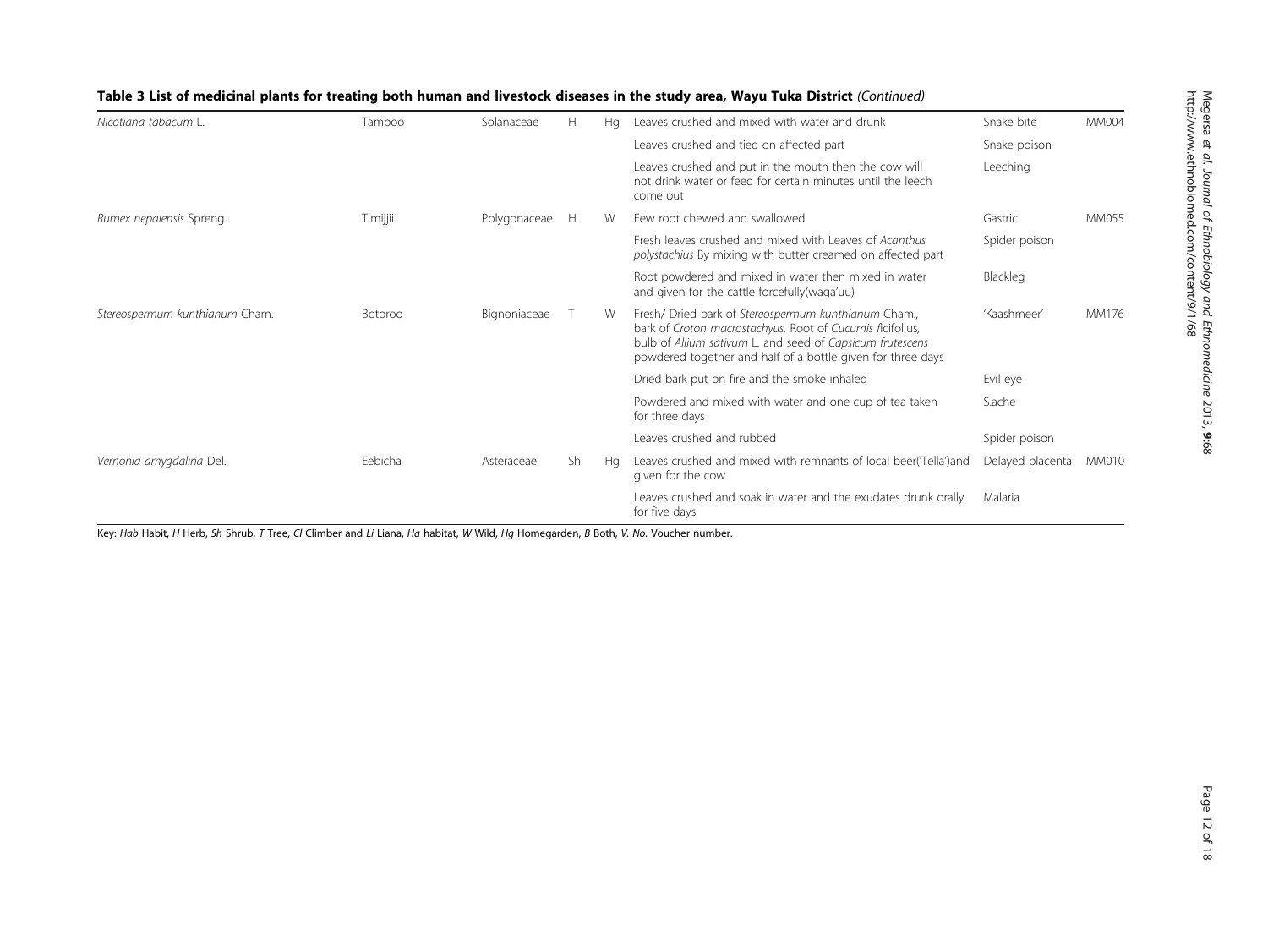**Table 3 List of medicinal plants for treating both human and livestock diseases in the study area, Wayu Tuka District** *(Continued)*

| | | | | | | | |
|---|---|---|---|---|---|---|---|
| *Nicotiana tabacum* L. | Tamboo | Solanaceae | H | Hg | Leaves crushed and mixed with water and drunk | Snake bite | MM004 |
| | | | | | Leaves crushed and tied on affected part | Snake poison | |
| | | | | | Leaves crushed and put in the mouth then the cow will not drink water or feed for certain minutes until the leech come out | Leeching | |
| *Rumex nepalensis* Spreng. | Timijjii | Polygonaceae | H | W | Few root chewed and swallowed | Gastric | MM055 |
| | | | | | Fresh leaves crushed and mixed with Leaves of *Acanthus polystachius* By mixing with butter creamed on affected part | Spider poison | |
| | | | | | Root powdered and mixed in water then mixed in water and given for the cattle forcefully(waga'uu) | Blackleg | |
| *Stereospermum kunthianum* Cham. | Botoroo | Bignoniaceae | T | W | Fresh/ Dried bark of *Stereospermum kunthianum* Cham., bark of *Croton macrostachyus*, Root of *Cucumis ficifolius*, bulb of *Allium sativum* L. and seed of *Capsicum frutescens* powdered together and half of a bottle given for three days | 'Kaashmeer' | MM176 |
| | | | | | Dried bark put on fire and the smoke inhaled | Evil eye | |
| | | | | | Powdered and mixed with water and one cup of tea taken for three days | S.ache | |
| | | | | | Leaves crushed and rubbed | Spider poison | |
| *Vernonia amygdalina* Del. | Eebicha | Asteraceae | Sh | Hg | Leaves crushed and mixed with remnants of local beer('Tella')and given for the cow | Delayed placenta | MM010 |
| | | | | | Leaves crushed and soak in water and the exudates drunk orally for five days | Malaria | |

Key: *Hab* Habit, *H* Herb, *Sh* Shrub, *T* Tree, *Cl* Climber and *Li* Liana, *Ha* habitat, *W* Wild, *Hg* Homegarden, *B* Both, *V. No.* Voucher number.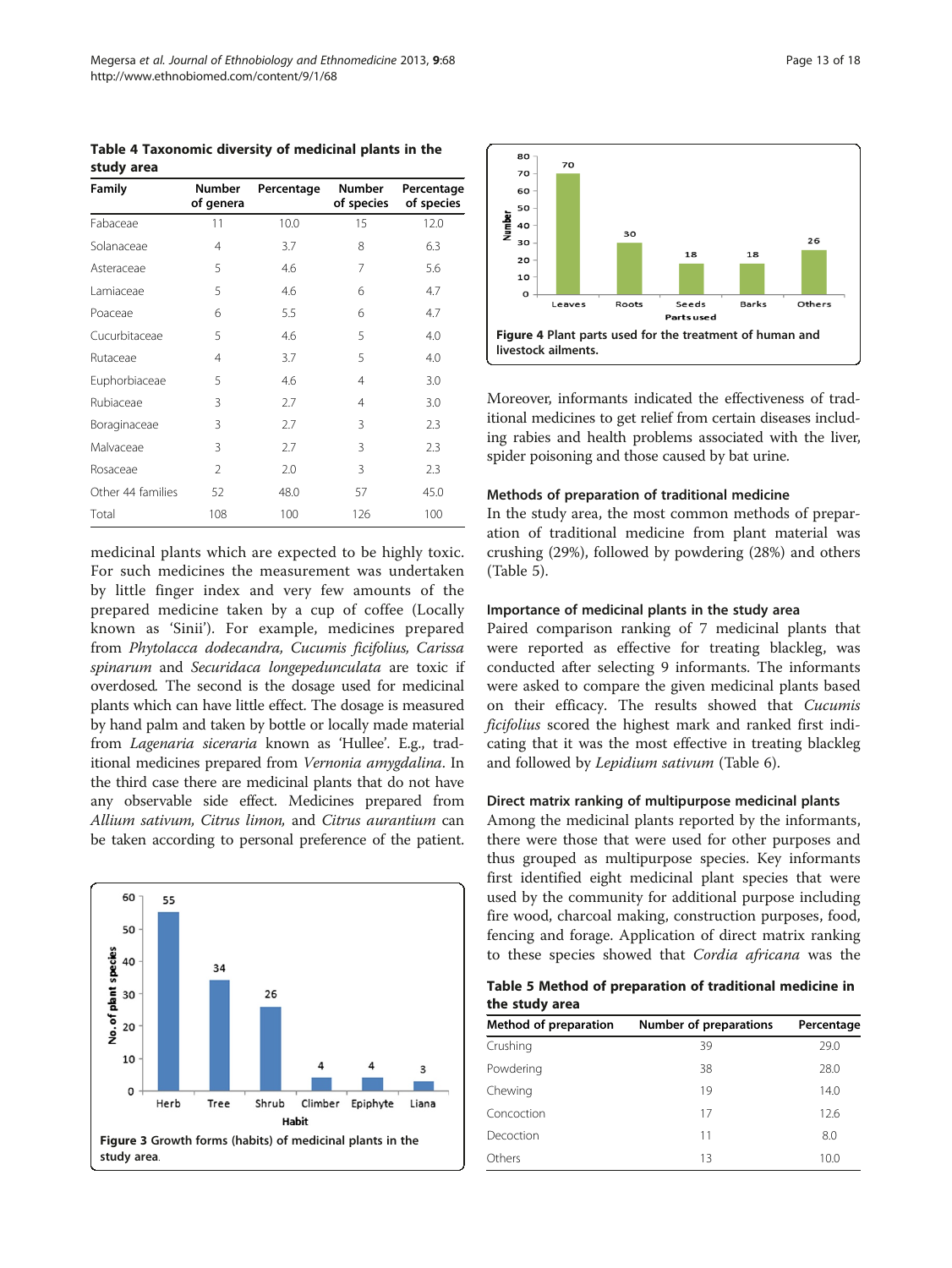**Table 4 Taxonomic diversity of medicinal plants in the study area**

| Family | Number of genera | Percentage | Number of species | Percentage of species |
|---|---|---|---|---|
| Fabaceae | 11 | 10.0 | 15 | 12.0 |
| Solanaceae | 4 | 3.7 | 8 | 6.3 |
| Asteraceae | 5 | 4.6 | 7 | 5.6 |
| Lamiaceae | 5 | 4.6 | 6 | 4.7 |
| Poaceae | 6 | 5.5 | 6 | 4.7 |
| Cucurbitaceae | 5 | 4.6 | 5 | 4.0 |
| Rutaceae | 4 | 3.7 | 5 | 4.0 |
| Euphorbiaceae | 5 | 4.6 | 4 | 3.0 |
| Rubiaceae | 3 | 2.7 | 4 | 3.0 |
| Boraginaceae | 3 | 2.7 | 3 | 2.3 |
| Malvaceae | 3 | 2.7 | 3 | 2.3 |
| Rosaceae | 2 | 2.0 | 3 | 2.3 |
| Other 44 families | 52 | 48.0 | 57 | 45.0 |
| Total | 108 | 100 | 126 | 100 |

medicinal plants which are expected to be highly toxic. For such medicines the measurement was undertaken by little finger index and very few amounts of the prepared medicine taken by a cup of coffee (Locally known as 'Sinii'). For example, medicines prepared from *Phytolacca dodecandra, Cucumis ficifolius, Carissa spinarum* and *Securidaca longepedunculata* are toxic if overdosed. The second is the dosage used for medicinal plants which can have little effect. The dosage is measured by hand palm and taken by bottle or locally made material from *Lagenaria siceraria* known as 'Hullee'. E.g., traditional medicines prepared from *Vernonia amygdalina*. In the third case there are medicinal plants that do not have any observable side effect. Medicines prepared from *Allium sativum, Citrus limon,* and *Citrus aurantium* can be taken according to personal preference of the patient.

No. of plant species
60
50
40
30
20
10
0
55
34
26
4
4
3
Herb
Tree
Shrub
Climber
Epiphyte
Liana
Habit

**Figure 3** Growth forms (habits) of medicinal plants in the study area.

Number
80
70
60
50
40
30
20
10
0
70
30
18
18
26
Leaves
Roots
Seeds
Barks
Others
Parts used

**Figure 4 Plant parts used for the treatment of human and livestock ailments.**

Moreover, informants indicated the effectiveness of traditional medicines to get relief from certain diseases including rabies and health problems associated with the liver, spider poisoning and those caused by bat urine.

### Methods of preparation of traditional medicine

In the study area, the most common methods of preparation of traditional medicine from plant material was crushing (29%), followed by powdering (28%) and others (Table 5).

### Importance of medicinal plants in the study area

Paired comparison ranking of 7 medicinal plants that were reported as effective for treating blackleg, was conducted after selecting 9 informants. The informants were asked to compare the given medicinal plants based on their efficacy. The results showed that *Cucumis ficifolius* scored the highest mark and ranked first indicating that it was the most effective in treating blackleg and followed by *Lepidium sativum* (Table 6).

### Direct matrix ranking of multipurpose medicinal plants

Among the medicinal plants reported by the informants, there were those that were used for other purposes and thus grouped as multipurpose species. Key informants first identified eight medicinal plant species that were used by the community for additional purpose including fire wood, charcoal making, construction purposes, food, fencing and forage. Application of direct matrix ranking to these species showed that *Cordia africana* was the

**Table 5 Method of preparation of traditional medicine in the study area**

| Method of preparation | Number of preparations | Percentage |
|---|---|---|
| Crushing | 39 | 29.0 |
| Powdering | 38 | 28.0 |
| Chewing | 19 | 14.0 |
| Concoction | 17 | 12.6 |
| Decoction | 11 | 8.0 |
| Others | 13 | 10.0 |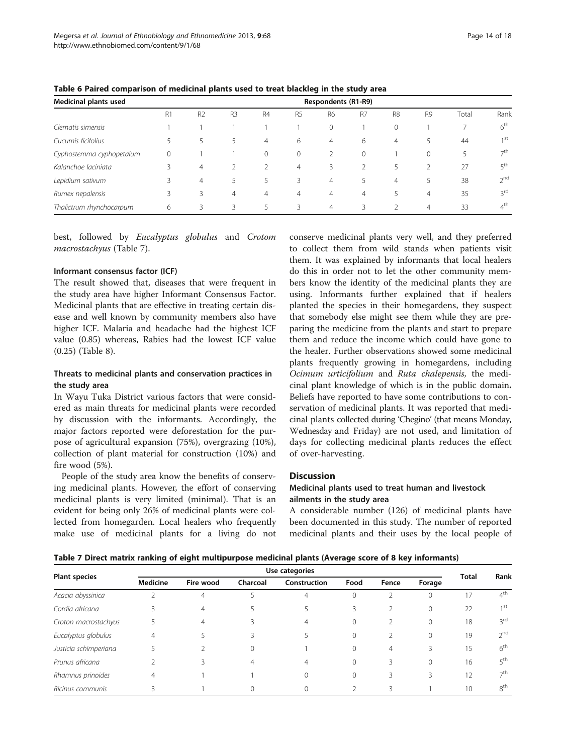**Table 6 Paired comparison of medicinal plants used to treat blackleg in the study area**

| Medicinal plants used | Respondents (R1-R9) | | | | | | | | | | |
|---|---|---|---|---|---|---|---|---|---|---|---|
| | R1 | R2 | R3 | R4 | R5 | R6 | R7 | R8 | R9 | Total | Rank |
| *Clematis simensis* | 1 | 1 | 1 | 1 | 1 | 0 | 1 | 0 | 1 | 7 | 6th |
| *Cucumis ficifolius* | 5 | 5 | 5 | 4 | 6 | 4 | 6 | 4 | 5 | 44 | 1st |
| *Cyphostemma cyphopetalum* | 0 | 1 | 1 | 0 | 0 | 2 | 0 | 1 | 0 | 5 | 7th |
| *Kalanchoe laciniata* | 3 | 4 | 2 | 2 | 4 | 3 | 2 | 5 | 2 | 27 | 5th |
| *Lepidium sativum* | 3 | 4 | 5 | 5 | 3 | 4 | 5 | 4 | 5 | 38 | 2nd |
| *Rumex nepalensis* | 3 | 3 | 4 | 4 | 4 | 4 | 4 | 5 | 4 | 35 | 3rd |
| *Thalictrum rhynchocarpum* | 6 | 3 | 3 | 5 | 3 | 4 | 3 | 2 | 4 | 33 | 4th |

best, followed by *Eucalyptus globulus* and *Crotom macrostachyus* (Table 7).

#### Informant consensus factor (ICF)

The result showed that, diseases that were frequent in the study area have higher Informant Consensus Factor. Medicinal plants that are effective in treating certain disease and well known by community members also have higher ICF. Malaria and headache had the highest ICF value (0.85) whereas, Rabies had the lowest ICF value (0.25) (Table 8).

### Threats to medicinal plants and conservation practices in the study area

In Wayu Tuka District various factors that were considered as main threats for medicinal plants were recorded by discussion with the informants. Accordingly, the major factors reported were deforestation for the purpose of agricultural expansion (75%), overgrazing (10%), collection of plant material for construction (10%) and fire wood (5%).

People of the study area know the benefits of conserving medicinal plants. However, the effort of conserving medicinal plants is very limited (minimal). That is an evident for being only 26% of medicinal plants were collected from homegarden. Local healers who frequently make use of medicinal plants for a living do not conserve medicinal plants very well, and they preferred to collect them from wild stands when patients visit them. It was explained by informants that local healers do this in order not to let the other community members know the identity of the medicinal plants they are using. Informants further explained that if healers planted the species in their homegardens, they suspect that somebody else might see them while they are preparing the medicine from the plants and start to prepare them and reduce the income which could have gone to the healer. Further observations showed some medicinal plants frequently growing in homegardens, including *Ocimum urticifolium* and *Ruta chalepensis*, the medicinal plant knowledge of which is in the public domain**.** Beliefs have reported to have some contributions to conservation of medicinal plants. It was reported that medicinal plants collected during 'Chegino' (that means Monday, Wednesday and Friday) are not used, and limitation of days for collecting medicinal plants reduces the effect of over-harvesting.

## Discussion

### Medicinal plants used to treat human and livestock ailments in the study area

A considerable number (126) of medicinal plants have been documented in this study. The number of reported medicinal plants and their uses by the local people of

**Table 7 Direct matrix ranking of eight multipurpose medicinal plants (Average score of 8 key informants)**

| Plant species | Use categories | | | | | | | Total | Rank |
|---|---|---|---|---|---|---|---|---|---|
| | Medicine | Fire wood | Charcoal | Construction | Food | Fence | Forage | | |
| *Acacia abyssinica* | 2 | 4 | 5 | 4 | 0 | 2 | 0 | 17 | 4th |
| *Cordia africana* | 3 | 4 | 5 | 5 | 3 | 2 | 0 | 22 | 1st |
| *Croton macrostachyus* | 5 | 4 | 3 | 4 | 0 | 2 | 0 | 18 | 3rd |
| *Eucalyptus globulus* | 4 | 5 | 3 | 5 | 0 | 2 | 0 | 19 | 2nd |
| *Justicia schimperiana* | 5 | 2 | 0 | 1 | 0 | 4 | 3 | 15 | 6th |
| *Prunus africana* | 2 | 3 | 4 | 4 | 0 | 3 | 0 | 16 | 5th |
| *Rhamnus prinoides* | 4 | 1 | 1 | 0 | 0 | 3 | 3 | 12 | 7th |
| *Ricinus communis* | 3 | 1 | 0 | 0 | 2 | 3 | 1 | 10 | 8th |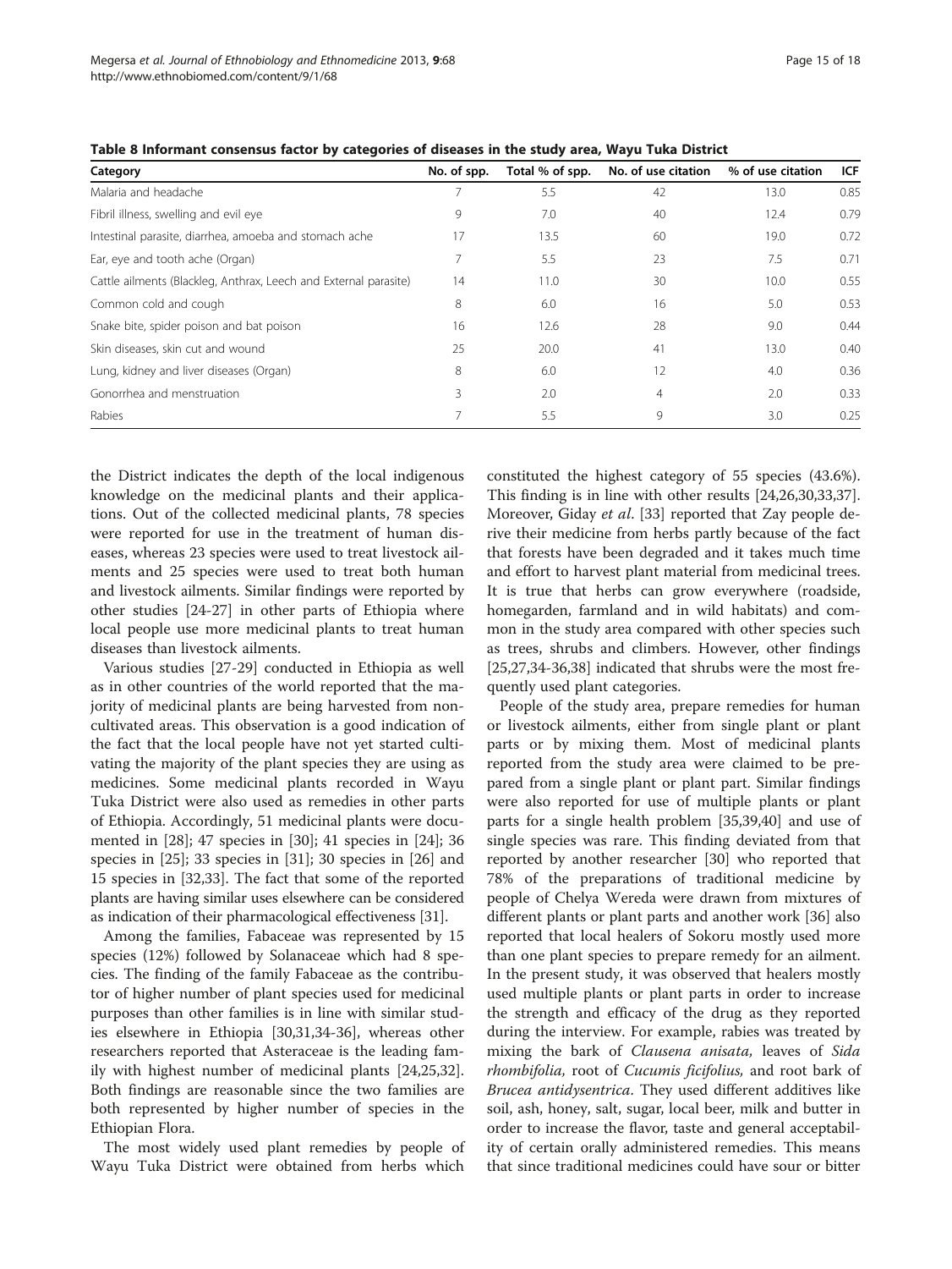**Table 8 Informant consensus factor by categories of diseases in the study area, Wayu Tuka District**

| Category | No. of spp. | Total % of spp. | No. of use citation | % of use citation | ICF |
|---|---|---|---|---|---|
| Malaria and headache | 7 | 5.5 | 42 | 13.0 | 0.85 |
| Fibril illness, swelling and evil eye | 9 | 7.0 | 40 | 12.4 | 0.79 |
| Intestinal parasite, diarrhea, amoeba and stomach ache | 17 | 13.5 | 60 | 19.0 | 0.72 |
| Ear, eye and tooth ache (Organ) | 7 | 5.5 | 23 | 7.5 | 0.71 |
| Cattle ailments (Blackleg, Anthrax, Leech and External parasite) | 14 | 11.0 | 30 | 10.0 | 0.55 |
| Common cold and cough | 8 | 6.0 | 16 | 5.0 | 0.53 |
| Snake bite, spider poison and bat poison | 16 | 12.6 | 28 | 9.0 | 0.44 |
| Skin diseases, skin cut and wound | 25 | 20.0 | 41 | 13.0 | 0.40 |
| Lung, kidney and liver diseases (Organ) | 8 | 6.0 | 12 | 4.0 | 0.36 |
| Gonorrhea and menstruation | 3 | 2.0 | 4 | 2.0 | 0.33 |
| Rabies | 7 | 5.5 | 9 | 3.0 | 0.25 |

the District indicates the depth of the local indigenous knowledge on the medicinal plants and their applications. Out of the collected medicinal plants, 78 species were reported for use in the treatment of human diseases, whereas 23 species were used to treat livestock ailments and 25 species were used to treat both human and livestock ailments. Similar findings were reported by other studies [24-27] in other parts of Ethiopia where local people use more medicinal plants to treat human diseases than livestock ailments.

Various studies [27-29] conducted in Ethiopia as well as in other countries of the world reported that the majority of medicinal plants are being harvested from non-cultivated areas. This observation is a good indication of the fact that the local people have not yet started cultivating the majority of the plant species they are using as medicines. Some medicinal plants recorded in Wayu Tuka District were also used as remedies in other parts of Ethiopia. Accordingly, 51 medicinal plants were documented in [28]; 47 species in [30]; 41 species in [24]; 36 species in [25]; 33 species in [31]; 30 species in [26] and 15 species in [32,33]. The fact that some of the reported plants are having similar uses elsewhere can be considered as indication of their pharmacological effectiveness [31].

Among the families, Fabaceae was represented by 15 species (12%) followed by Solanaceae which had 8 species. The finding of the family Fabaceae as the contributor of higher number of plant species used for medicinal purposes than other families is in line with similar studies elsewhere in Ethiopia [30,31,34-36], whereas other researchers reported that Asteraceae is the leading family with highest number of medicinal plants [24,25,32]. Both findings are reasonable since the two families are both represented by higher number of species in the Ethiopian Flora.

The most widely used plant remedies by people of Wayu Tuka District were obtained from herbs which constituted the highest category of 55 species (43.6%). This finding is in line with other results [24,26,30,33,37]. Moreover, Giday *et al*. [33] reported that Zay people derive their medicine from herbs partly because of the fact that forests have been degraded and it takes much time and effort to harvest plant material from medicinal trees. It is true that herbs can grow everywhere (roadside, homegarden, farmland and in wild habitats) and common in the study area compared with other species such as trees, shrubs and climbers. However, other findings [25,27,34-36,38] indicated that shrubs were the most frequently used plant categories.

People of the study area, prepare remedies for human or livestock ailments, either from single plant or plant parts or by mixing them. Most of medicinal plants reported from the study area were claimed to be prepared from a single plant or plant part. Similar findings were also reported for use of multiple plants or plant parts for a single health problem [35,39,40] and use of single species was rare. This finding deviated from that reported by another researcher [30] who reported that 78% of the preparations of traditional medicine by people of Chelya Wereda were drawn from mixtures of different plants or plant parts and another work [36] also reported that local healers of Sokoru mostly used more than one plant species to prepare remedy for an ailment. In the present study, it was observed that healers mostly used multiple plants or plant parts in order to increase the strength and efficacy of the drug as they reported during the interview. For example, rabies was treated by mixing the bark of *Clausena anisata,* leaves of *Sida rhombifolia,* root of *Cucumis ficifolius,* and root bark of *Brucea antidysentrica.* They used different additives like soil, ash, honey, salt, sugar, local beer, milk and butter in order to increase the flavor, taste and general acceptability of certain orally administered remedies. This means that since traditional medicines could have sour or bitter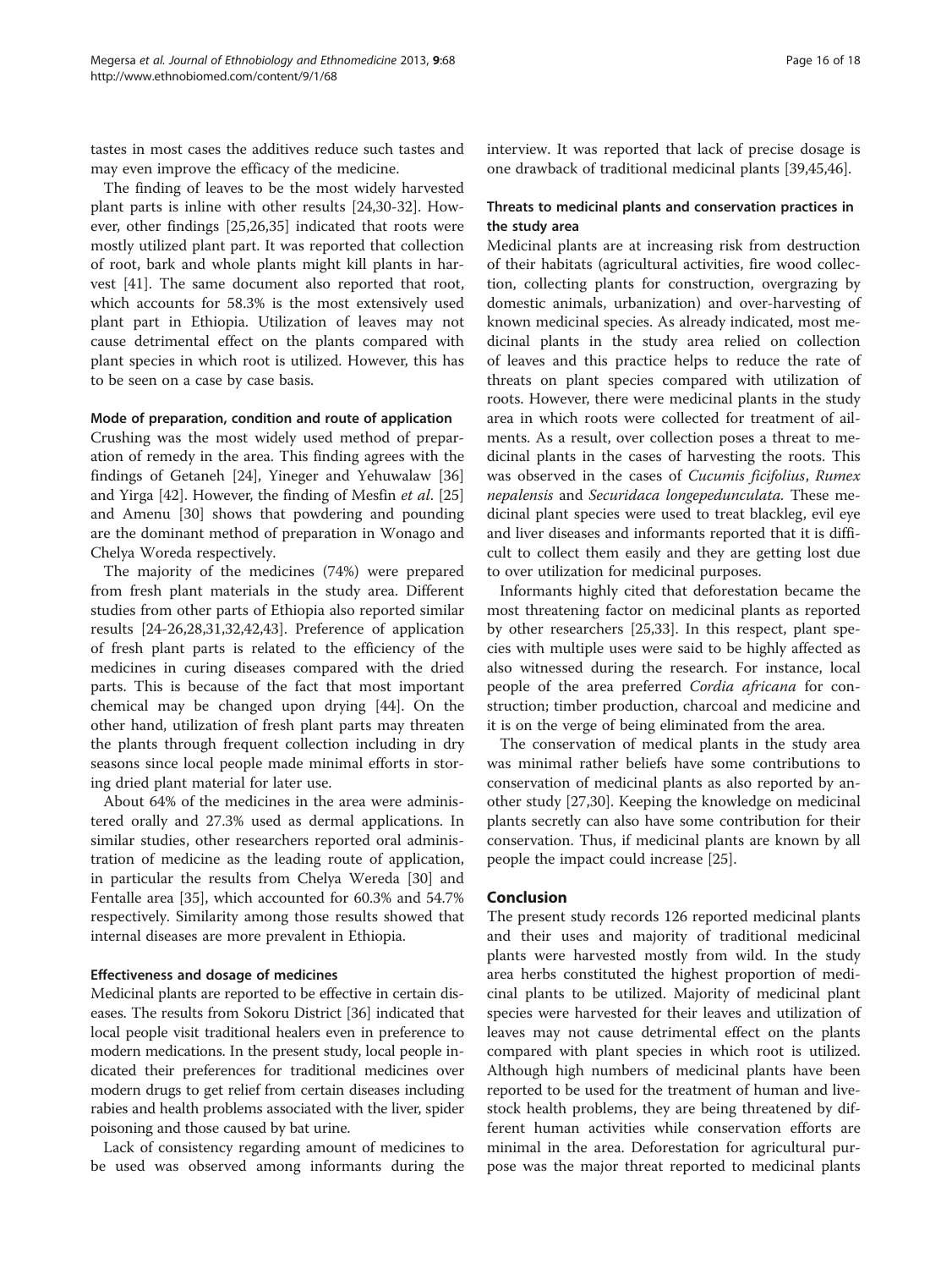tastes in most cases the additives reduce such tastes and may even improve the efficacy of the medicine.

The finding of leaves to be the most widely harvested plant parts is inline with other results [24,30-32]. However, other findings [25,26,35] indicated that roots were mostly utilized plant part. It was reported that collection of root, bark and whole plants might kill plants in harvest [41]. The same document also reported that root, which accounts for 58.3% is the most extensively used plant part in Ethiopia. Utilization of leaves may not cause detrimental effect on the plants compared with plant species in which root is utilized. However, this has to be seen on a case by case basis.

#### Mode of preparation, condition and route of application

Crushing was the most widely used method of preparation of remedy in the area. This finding agrees with the findings of Getaneh [24], Yineger and Yehuwalaw [36] and Yirga [42]. However, the finding of Mesfin *et al.* [25] and Amenu [30] shows that powdering and pounding are the dominant method of preparation in Wonago and Chelya Woreda respectively.

The majority of the medicines (74%) were prepared from fresh plant materials in the study area. Different studies from other parts of Ethiopia also reported similar results [24-26,28,31,32,42,43]. Preference of application of fresh plant parts is related to the efficiency of the medicines in curing diseases compared with the dried parts. This is because of the fact that most important chemical may be changed upon drying [44]. On the other hand, utilization of fresh plant parts may threaten the plants through frequent collection including in dry seasons since local people made minimal efforts in storing dried plant material for later use.

About 64% of the medicines in the area were administered orally and 27.3% used as dermal applications. In similar studies, other researchers reported oral administration of medicine as the leading route of application, in particular the results from Chelya Wereda [30] and Fentalle area [35], which accounted for 60.3% and 54.7% respectively. Similarity among those results showed that internal diseases are more prevalent in Ethiopia.

#### Effectiveness and dosage of medicines

Medicinal plants are reported to be effective in certain diseases. The results from Sokoru District [36] indicated that local people visit traditional healers even in preference to modern medications. In the present study, local people indicated their preferences for traditional medicines over modern drugs to get relief from certain diseases including rabies and health problems associated with the liver, spider poisoning and those caused by bat urine.

Lack of consistency regarding amount of medicines to be used was observed among informants during the interview. It was reported that lack of precise dosage is one drawback of traditional medicinal plants [39,45,46].

### Threats to medicinal plants and conservation practices in the study area

Medicinal plants are at increasing risk from destruction of their habitats (agricultural activities, fire wood collection, collecting plants for construction, overgrazing by domestic animals, urbanization) and over-harvesting of known medicinal species. As already indicated, most medicinal plants in the study area relied on collection of leaves and this practice helps to reduce the rate of threats on plant species compared with utilization of roots. However, there were medicinal plants in the study area in which roots were collected for treatment of ailments. As a result, over collection poses a threat to medicinal plants in the cases of harvesting the roots. This was observed in the cases of *Cucumis ficifolius*, *Rumex nepalensis* and *Securidaca longepedunculata.* These medicinal plant species were used to treat blackleg, evil eye and liver diseases and informants reported that it is difficult to collect them easily and they are getting lost due to over utilization for medicinal purposes.

Informants highly cited that deforestation became the most threatening factor on medicinal plants as reported by other researchers [25,33]. In this respect, plant species with multiple uses were said to be highly affected as also witnessed during the research. For instance, local people of the area preferred *Cordia africana* for construction; timber production, charcoal and medicine and it is on the verge of being eliminated from the area.

The conservation of medical plants in the study area was minimal rather beliefs have some contributions to conservation of medicinal plants as also reported by another study [27,30]. Keeping the knowledge on medicinal plants secretly can also have some contribution for their conservation. Thus, if medicinal plants are known by all people the impact could increase [25].

## Conclusion

The present study records 126 reported medicinal plants and their uses and majority of traditional medicinal plants were harvested mostly from wild. In the study area herbs constituted the highest proportion of medicinal plants to be utilized. Majority of medicinal plant species were harvested for their leaves and utilization of leaves may not cause detrimental effect on the plants compared with plant species in which root is utilized. Although high numbers of medicinal plants have been reported to be used for the treatment of human and livestock health problems, they are being threatened by different human activities while conservation efforts are minimal in the area. Deforestation for agricultural purpose was the major threat reported to medicinal plants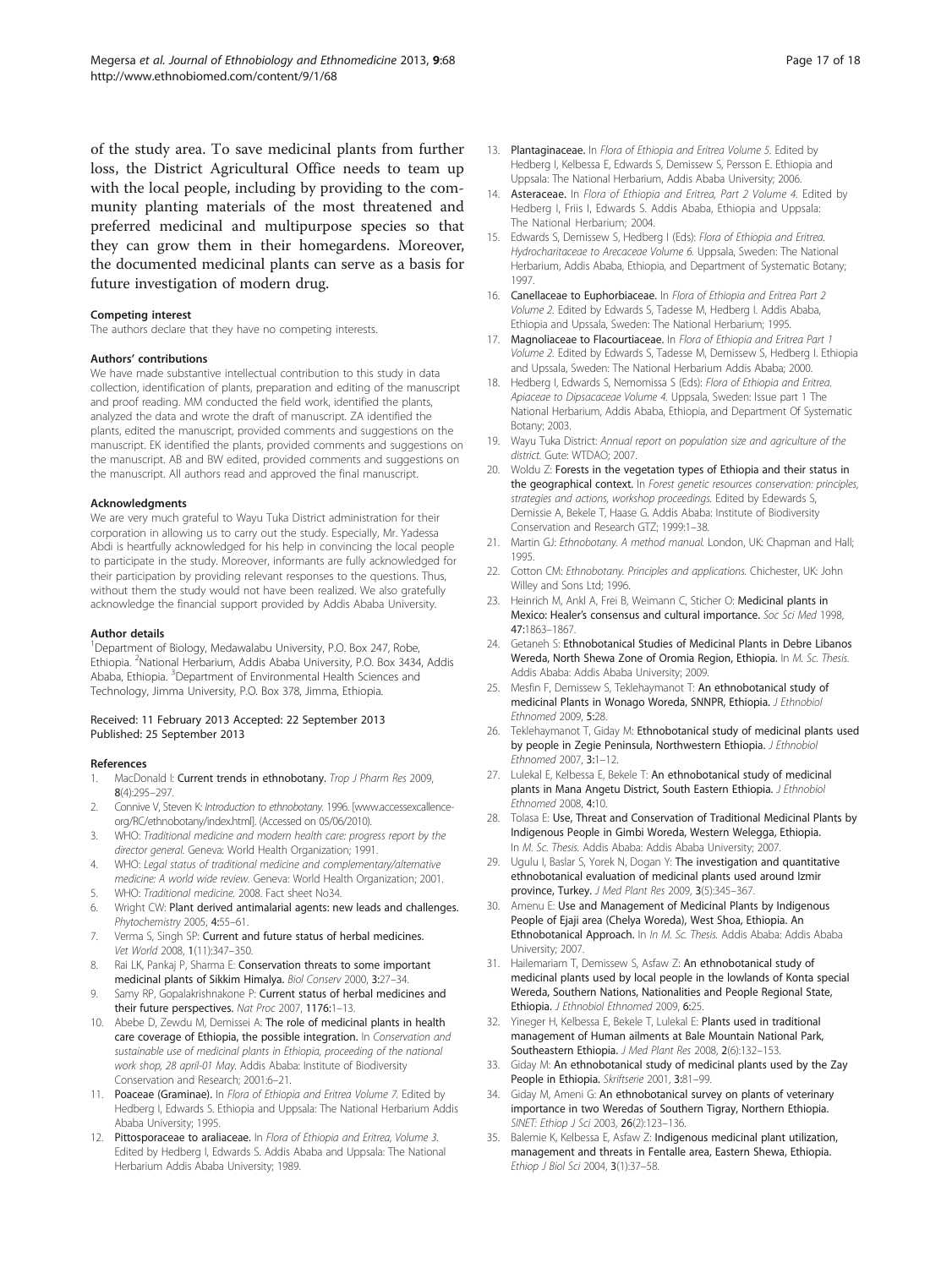of the study area. To save medicinal plants from further loss, the District Agricultural Office needs to team up with the local people, including by providing to the community planting materials of the most threatened and preferred medicinal and multipurpose species so that they can grow them in their homegardens. Moreover, the documented medicinal plants can serve as a basis for future investigation of modern drug.

#### Competing interest

The authors declare that they have no competing interests.

#### Authors' contributions

We have made substantive intellectual contribution to this study in data collection, identification of plants, preparation and editing of the manuscript and proof reading. MM conducted the field work, identified the plants, analyzed the data and wrote the draft of manuscript. ZA identified the plants, edited the manuscript, provided comments and suggestions on the manuscript. EK identified the plants, provided comments and suggestions on the manuscript. AB and BW edited, provided comments and suggestions on the manuscript. All authors read and approved the final manuscript.

#### Acknowledgments

We are very much grateful to Wayu Tuka District administration for their corporation in allowing us to carry out the study. Especially, Mr. Yadessa Abdi is heartfully acknowledged for his help in convincing the local people to participate in the study. Moreover, informants are fully acknowledged for their participation by providing relevant responses to the questions. Thus, without them the study would not have been realized. We also gratefully acknowledge the financial support provided by Addis Ababa University.

#### Author details

[1]Department of Biology, Medawalabu University, P.O. Box 247, Robe, Ethiopia. [2]National Herbarium, Addis Ababa University, P.O. Box 3434, Addis Ababa, Ethiopia. [3]Department of Environmental Health Sciences and Technology, Jimma University, P.O. Box 378, Jimma, Ethiopia.

Received: 11 February 2013 Accepted: 22 September 2013
Published: 25 September 2013

#### References

1. MacDonald I: **Current trends in ethnobotany.** *Trop J Pharm Res* 2009, **8**(4):295–297.
2. Connive V, Steven K: *Introduction to ethnobotany.* 1996. [www.accessexcallence-org/RC/ethnobotany/index.html]. (Accessed on 05/06/2010).
3. WHO: *Traditional medicine and modern health care: progress report by the director general.* Geneva: World Health Organization; 1991.
4. WHO: *Legal status of traditional medicine and complementary/alternative medicine: A world wide review.* Geneva: World Health Organization; 2001.
5. WHO: *Traditional medicine.* 2008. Fact sheet No34.
6. Wright CW: **Plant derived antimalarial agents: new leads and challenges.** *Phytochemistry* 2005, **4:**55–61.
7. Verma S, Singh SP: **Current and future status of herbal medicines.** *Vet World* 2008, **1**(11):347–350.
8. Rai LK, Pankaj P, Sharma E: **Conservation threats to some important medicinal plants of Sikkim Himalya.** *Biol Conserv* 2000, **3:**27–34.
9. Samy RP, Gopalakrishnakone P: **Current status of herbal medicines and their future perspectives.** *Nat Proc* 2007, **1176:**1–13.
10. Abebe D, Zewdu M, Demissei A: **The role of medicinal plants in health care coverage of Ethiopia, the possible integration.** In *Conservation and sustainable use of medicinal plants in Ethiopia, proceeding of the national work shop, 28 april-01 May.* Addis Ababa: Institute of Biodiversity Conservation and Research; 2001:6–21.
11. **Poaceae (Graminae).** In *Flora of Ethiopia and Eritrea Volume 7.* Edited by Hedberg I, Edwards S. Ethiopia and Uppsala: The National Herbarium Addis Ababa University; 1995.
12. **Pittosporaceae to araliaceae.** In *Flora of Ethiopia and Eritrea, Volume 3.* Edited by Hedberg I, Edwards S. Addis Ababa and Uppsala: The National Herbarium Addis Ababa University; 1989.
13. **Plantaginaceae.** In *Flora of Ethiopia and Eritrea Volume 5.* Edited by Hedberg I, Kelbessa E, Edwards S, Demissew S, Persson E. Ethiopia and Uppsala: The National Herbarium, Addis Ababa University; 2006.
14. **Asteraceae.** In *Flora of Ethiopia and Eritrea, Part 2 Volume 4.* Edited by Hedberg I, Friis I, Edwards S. Addis Ababa, Ethiopia and Uppsala: The National Herbarium; 2004.
15. Edwards S, Demissew S, Hedberg I (Eds): *Flora of Ethiopia and Eritrea. Hydrocharitaceae to Arecaceae Volume 6.* Uppsala, Sweden: The National Herbarium, Addis Ababa, Ethiopia, and Department of Systematic Botany; 1997.
16. **Canellaceae to Euphorbiaceae.** In *Flora of Ethiopia and Eritrea Part 2 Volume 2.* Edited by Edwards S, Tadesse M, Hedberg I. Addis Ababa, Ethiopia and Upssala, Sweden: The National Herbarium; 1995.
17. **Magnoliaceae to Flacourtiaceae.** In *Flora of Ethiopia and Eritrea Part 1 Volume 2.* Edited by Edwards S, Tadesse M, Demissew S, Hedberg I. Ethiopia and Upssala, Sweden: The National Herbarium Addis Ababa; 2000.
18. Hedberg I, Edwards S, Nemomissa S (Eds): *Flora of Ethiopia and Eritrea. Apiaceae to Dipsacaceae Volume 4.* Uppsala, Sweden: Issue part 1 The National Herbarium, Addis Ababa, Ethiopia, and Department Of Systematic Botany; 2003.
19. Wayu Tuka District: *Annual report on population size and agriculture of the district.* Gute: WTDAO; 2007.
20. Woldu Z: **Forests in the vegetation types of Ethiopia and their status in the geographical context.** In *Forest genetic resources conservation: principles, strategies and actions, workshop proceedings.* Edited by Edewards S, Demissie A, Bekele T, Haase G. Addis Ababa: Institute of Biodiversity Conservation and Research GTZ; 1999:1–38.
21. Martin GJ: *Ethnobotany. A method manual.* London, UK: Chapman and Hall; 1995.
22. Cotton CM: *Ethnobotany. Principles and applications.* Chichester, UK: John Willey and Sons Ltd; 1996.
23. Heinrich M, Ankl A, Frei B, Weimann C, Sticher O: **Medicinal plants in Mexico: Healer's consensus and cultural importance.** *Soc Sci Med* 1998, **47:**1863–1867.
24. Getaneh S: **Ethnobotanical Studies of Medicinal Plants in Debre Libanos Wereda, North Shewa Zone of Oromia Region, Ethiopia.** In *M. Sc. Thesis.* Addis Ababa: Addis Ababa University; 2009.
25. Mesfin F, Demissew S, Teklehaymanot T: **An ethnobotanical study of medicinal Plants in Wonago Woreda, SNNPR, Ethiopia.** *J Ethnobiol Ethnomed* 2009, **5:**28.
26. Teklehaymanot T, Giday M: **Ethnobotanical study of medicinal plants used by people in Zegie Peninsula, Northwestern Ethiopia.** *J Ethnobiol Ethnomed* 2007, **3:**1–12.
27. Lulekal E, Kelbessa E, Bekele T: **An ethnobotanical study of medicinal plants in Mana Angetu District, South Eastern Ethiopia.** *J Ethnobiol Ethnomed* 2008, **4:**10.
28. Tolasa E: **Use, Threat and Conservation of Traditional Medicinal Plants by Indigenous People in Gimbi Woreda, Western Welegga, Ethiopia.** In *M. Sc. Thesis.* Addis Ababa: Addis Ababa University; 2007.
29. Ugulu I, Baslar S, Yorek N, Dogan Y: **The investigation and quantitative ethnobotanical evaluation of medicinal plants used around Izmir province, Turkey.** *J Med Plant Res* 2009, **3**(5):345–367.
30. Amenu E: **Use and Management of Medicinal Plants by Indigenous People of Ejaji area (Chelya Woreda), West Shoa, Ethiopia. An Ethnobotanical Approach.** In *In M. Sc. Thesis.* Addis Ababa: Addis Ababa University; 2007.
31. Hailemariam T, Demissew S, Asfaw Z: **An ethnobotanical study of medicinal plants used by local people in the lowlands of Konta special Wereda, Southern Nations, Nationalities and People Regional State, Ethiopia.** *J Ethnobiol Ethnomed* 2009, **6:**25.
32. Yineger H, Kelbessa E, Bekele T, Lulekal E: **Plants used in traditional management of Human ailments at Bale Mountain National Park, Southeastern Ethiopia.** *J Med Plant Res* 2008, **2**(6):132–153.
33. Giday M: **An ethnobotanical study of medicinal plants used by the Zay People in Ethiopia.** *Skriftserie* 2001, **3:**81–99.
34. Giday M, Ameni G: **An ethnobotanical survey on plants of veterinary importance in two Weredas of Southern Tigray, Northern Ethiopia.** *SINET: Ethiop J Sci* 2003, **26**(2):123–136.
35. Balemie K, Kelbessa E, Asfaw Z: **Indigenous medicinal plant utilization, management and threats in Fentalle area, Eastern Shewa, Ethiopia.** *Ethiop J Biol Sci* 2004, **3**(1):37–58.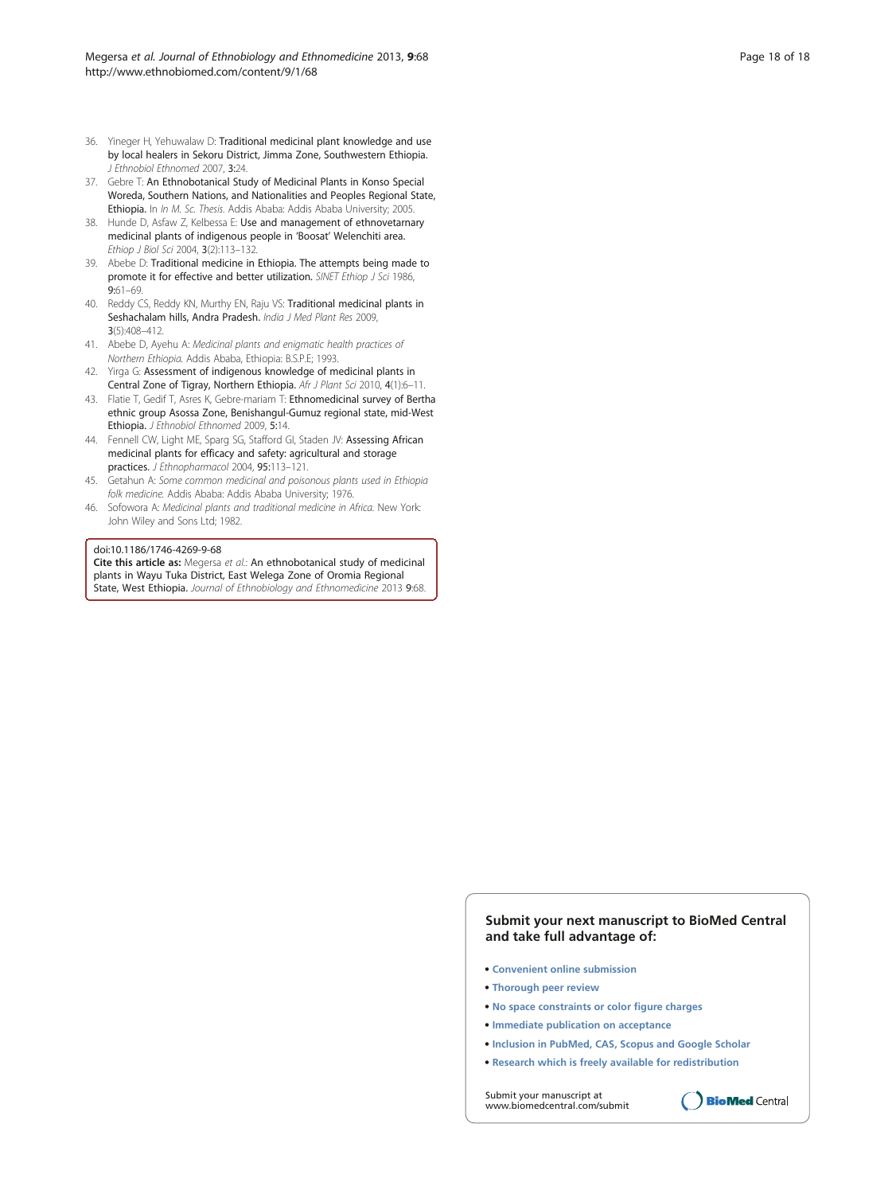36. Yineger H, Yehuwalaw D: **Traditional medicinal plant knowledge and use by local healers in Sekoru District, Jimma Zone, Southwestern Ethiopia.** *J Ethnobiol Ethnomed* 2007, **3:**24.
37. Gebre T: **An Ethnobotanical Study of Medicinal Plants in Konso Special Woreda, Southern Nations, and Nationalities and Peoples Regional State, Ethiopia.** In *In M. Sc. Thesis.* Addis Ababa: Addis Ababa University; 2005.
38. Hunde D, Asfaw Z, Kelbessa E: **Use and management of ethnovetarnary medicinal plants of indigenous people in 'Boosat' Welenchiti area.** *Ethiop J Biol Sci* 2004, **3**(2):113–132.
39. Abebe D: **Traditional medicine in Ethiopia. The attempts being made to promote it for effective and better utilization.** *SINET Ethiop J Sci* 1986, **9:**61–69.
40. Reddy CS, Reddy KN, Murthy EN, Raju VS: **Traditional medicinal plants in Seshachalam hills, Andra Pradesh.** *India J Med Plant Res* 2009, **3**(5):408–412.
41. Abebe D, Ayehu A: *Medicinal plants and enigmatic health practices of Northern Ethiopia.* Addis Ababa, Ethiopia: B.S.P.E; 1993.
42. Yirga G: **Assessment of indigenous knowledge of medicinal plants in Central Zone of Tigray, Northern Ethiopia.** *Afr J Plant Sci* 2010, **4**(1):6–11.
43. Flatie T, Gedif T, Asres K, Gebre-mariam T: **Ethnomedicinal survey of Bertha ethnic group Asossa Zone, Benishangul-Gumuz regional state, mid-West Ethiopia.** *J Ethnobiol Ethnomed* 2009, **5:**14.
44. Fennell CW, Light ME, Sparg SG, Stafford GI, Staden JV: **Assessing African medicinal plants for efficacy and safety: agricultural and storage practices.** *J Ethnopharmacol* 2004, **95:**113–121.
45. Getahun A: *Some common medicinal and poisonous plants used in Ethiopia folk medicine.* Addis Ababa: Addis Ababa University; 1976.
46. Sofowora A: *Medicinal plants and traditional medicine in Africa.* New York: John Wiley and Sons Ltd; 1982.

doi:10.1186/1746-4269-9-68
**Cite this article as:** Megersa *et al.*: An ethnobotanical study of medicinal plants in Wayu Tuka District, East Welega Zone of Oromia Regional State, West Ethiopia. *Journal of Ethnobiology and Ethnomedicine* 2013 **9**:68.

**Submit your next manuscript to BioMed Central and take full advantage of:**

- **Convenient online submission**
- **Thorough peer review**
- **No space constraints or color figure charges**
- **Immediate publication on acceptance**
- **Inclusion in PubMed, CAS, Scopus and Google Scholar**
- **Research which is freely available for redistribution**

Submit your manuscript at
www.biomedcentral.com/submit

BioMed Central